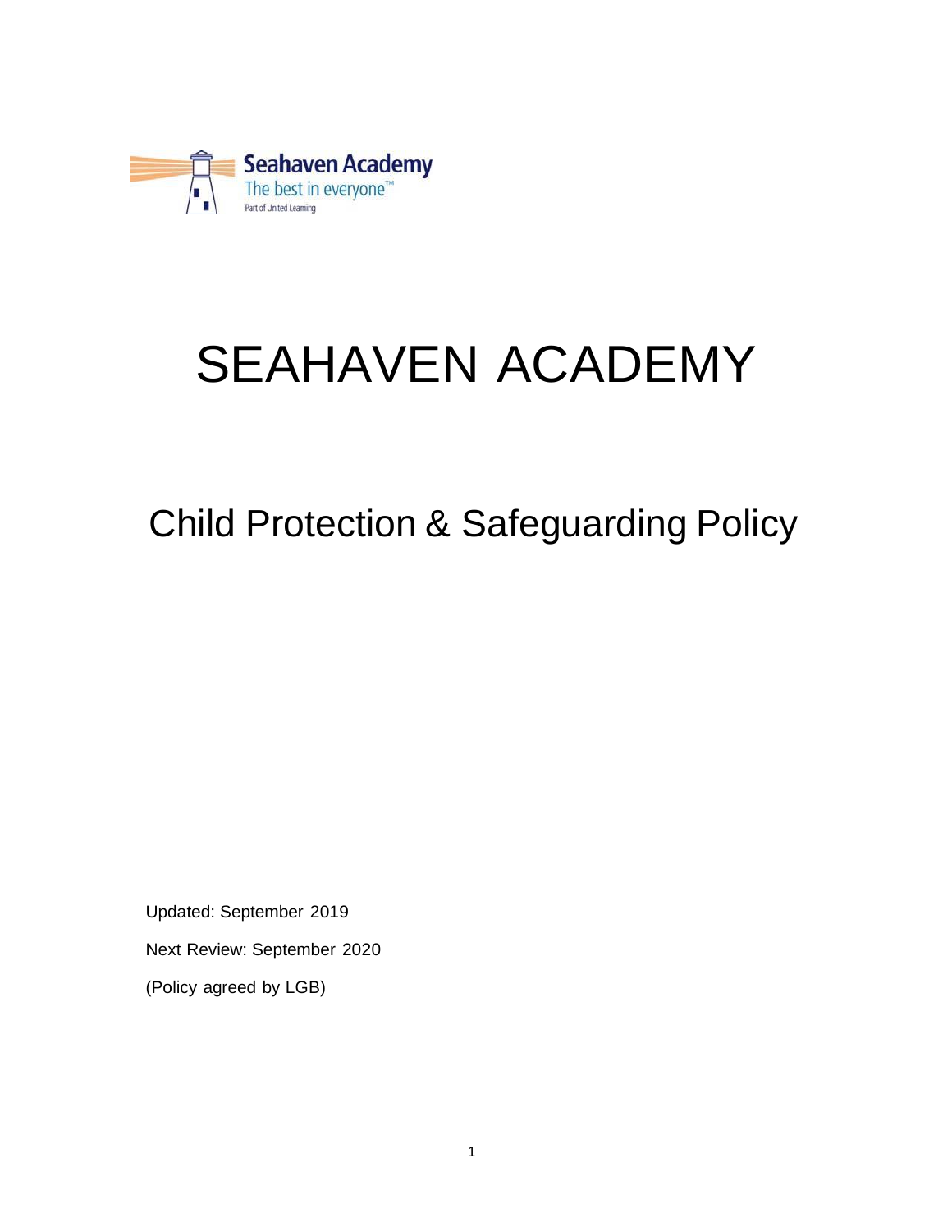# SEAHAVEN ACADEMY

## Child Protection & Safeguarding Policy

Updated: September 2019

Next Review: September 2020

(Policy agreed by LGB)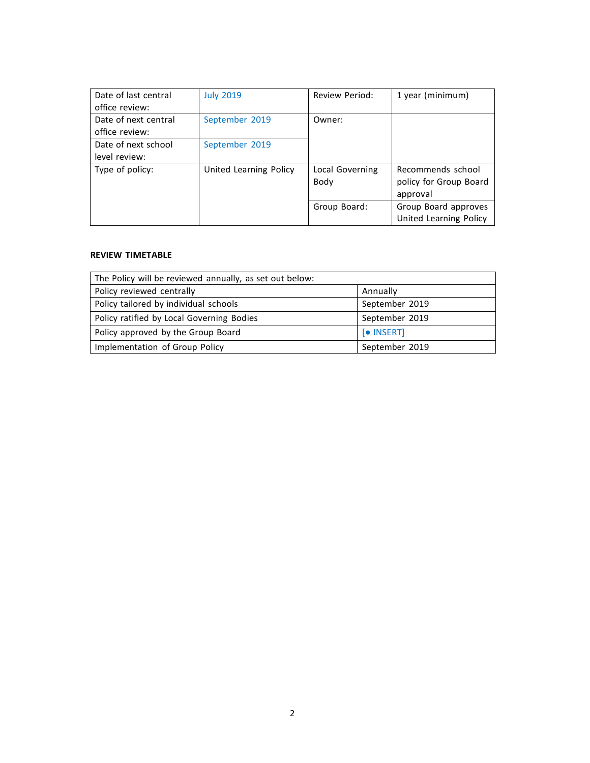| Date of last central office review: | July 2019 | Review Period: | 1 year (minimum) |
|---|---|---|---|
| Date of next central office review: | September 2019 | Owner: | |
| Date of next school level review: | September 2019 | | |
| Type of policy: | United Learning Policy | Local Governing Body | Recommends school policy for Group Board approval |
| | | Group Board: | Group Board approves United Learning Policy |

**REVIEW TIMETABLE**

| The Policy will be reviewed annually, as set out below: | |
|---|---|
| Policy reviewed centrally | Annually |
| Policy tailored by individual schools | September 2019 |
| Policy ratified by Local Governing Bodies | September 2019 |
| Policy approved by the Group Board | [● INSERT] |
| Implementation of Group Policy | September 2019 |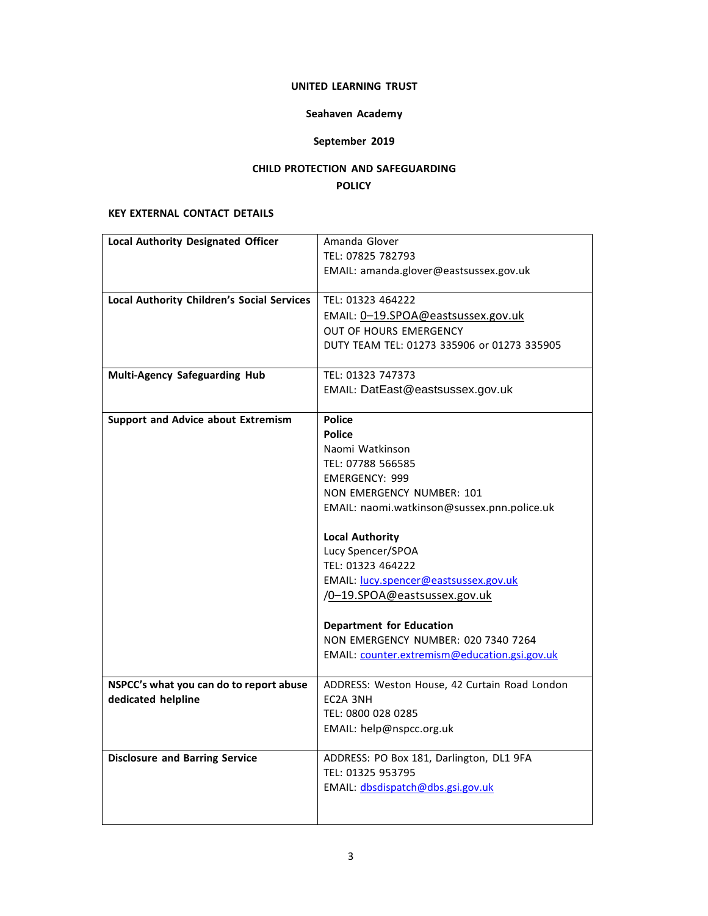**UNITED LEARNING TRUST**

**Seahaven Academy**

**September 2019**

**CHILD PROTECTION AND SAFEGUARDING POLICY**

**KEY EXTERNAL CONTACT DETAILS**

| | |
|---|---|
| **Local Authority Designated Officer** | Amanda Glover<br>TEL: 07825 782793<br>EMAIL: amanda.glover@eastsussex.gov.uk |
| **Local Authority Children's Social Services** | TEL: 01323 464222<br>EMAIL: 0–19.SPOA@eastsussex.gov.uk<br>OUT OF HOURS EMERGENCY<br>DUTY TEAM TEL: 01273 335906 or 01273 335905 |
| **Multi-Agency Safeguarding Hub** | TEL: 01323 747373<br>EMAIL: DatEast@eastsussex.gov.uk |
| **Support and Advice about Extremism** | **Police**<br>**Police**<br>Naomi Watkinson<br>TEL: 07788 566585<br>EMERGENCY: 999<br>NON EMERGENCY NUMBER: 101<br>EMAIL: naomi.watkinson@sussex.pnn.police.uk<br><br>**Local Authority**<br>Lucy Spencer/SPOA<br>TEL: 01323 464222<br>EMAIL: lucy.spencer@eastsussex.gov.uk<br>/0–19.SPOA@eastsussex.gov.uk<br><br>**Department for Education**<br>NON EMERGENCY NUMBER: 020 7340 7264<br>EMAIL: counter.extremism@education.gsi.gov.uk |
| **NSPCC's what you can do to report abuse dedicated helpline** | ADDRESS: Weston House, 42 Curtain Road London EC2A 3NH<br>TEL: 0800 028 0285<br>EMAIL: help@nspcc.org.uk |
| **Disclosure and Barring Service** | ADDRESS: PO Box 181, Darlington, DL1 9FA<br>TEL: 01325 953795<br>EMAIL: dbsdispatch@dbs.gsi.gov.uk |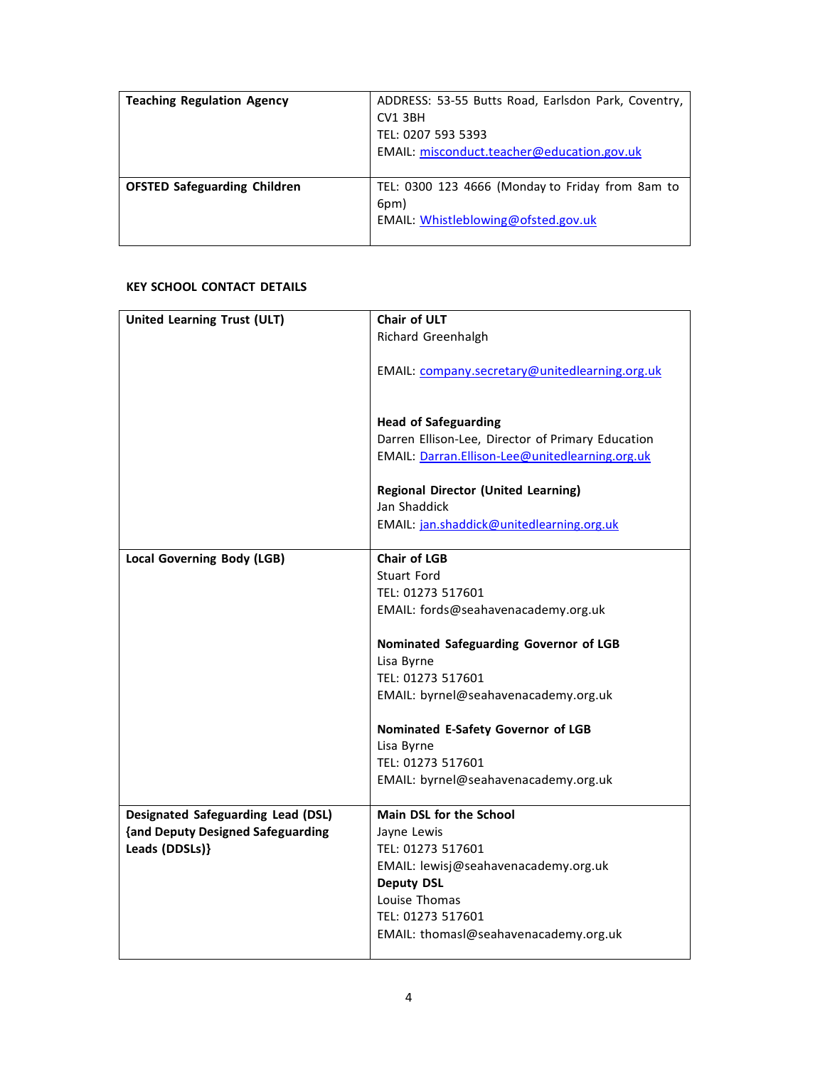| | |
|---|---|
| **Teaching Regulation Agency** | ADDRESS: 53-55 Butts Road, Earlsdon Park, Coventry, CV1 3BH<br>TEL: 0207 593 5393<br>EMAIL: misconduct.teacher@education.gov.uk |
| **OFSTED Safeguarding Children** | TEL: 0300 123 4666 (Monday to Friday from 8am to 6pm)<br>EMAIL: Whistleblowing@ofsted.gov.uk |

**KEY SCHOOL CONTACT DETAILS**

| | |
|---|---|
| **United Learning Trust (ULT)** | **Chair of ULT**<br>Richard Greenhalgh<br><br>EMAIL: company.secretary@unitedlearning.org.uk<br><br>**Head of Safeguarding**<br>Darren Ellison-Lee, Director of Primary Education<br>EMAIL: Darran.Ellison-Lee@unitedlearning.org.uk<br><br>**Regional Director (United Learning)**<br>Jan Shaddick<br>EMAIL: jan.shaddick@unitedlearning.org.uk |
| **Local Governing Body (LGB)** | **Chair of LGB**<br>Stuart Ford<br>TEL: 01273 517601<br>EMAIL: fords@seahavenacademy.org.uk<br><br>**Nominated Safeguarding Governor of LGB**<br>Lisa Byrne<br>TEL: 01273 517601<br>EMAIL: byrnel@seahavenacademy.org.uk<br><br>**Nominated E-Safety Governor of LGB**<br>Lisa Byrne<br>TEL: 01273 517601<br>EMAIL: byrnel@seahavenacademy.org.uk |
| **Designated Safeguarding Lead (DSL) {and Deputy Designed Safeguarding Leads (DDSLs)}** | **Main DSL for the School**<br>Jayne Lewis<br>TEL: 01273 517601<br>EMAIL: lewisj@seahavenacademy.org.uk<br>**Deputy DSL**<br>Louise Thomas<br>TEL: 01273 517601<br>EMAIL: thomasl@seahavenacademy.org.uk |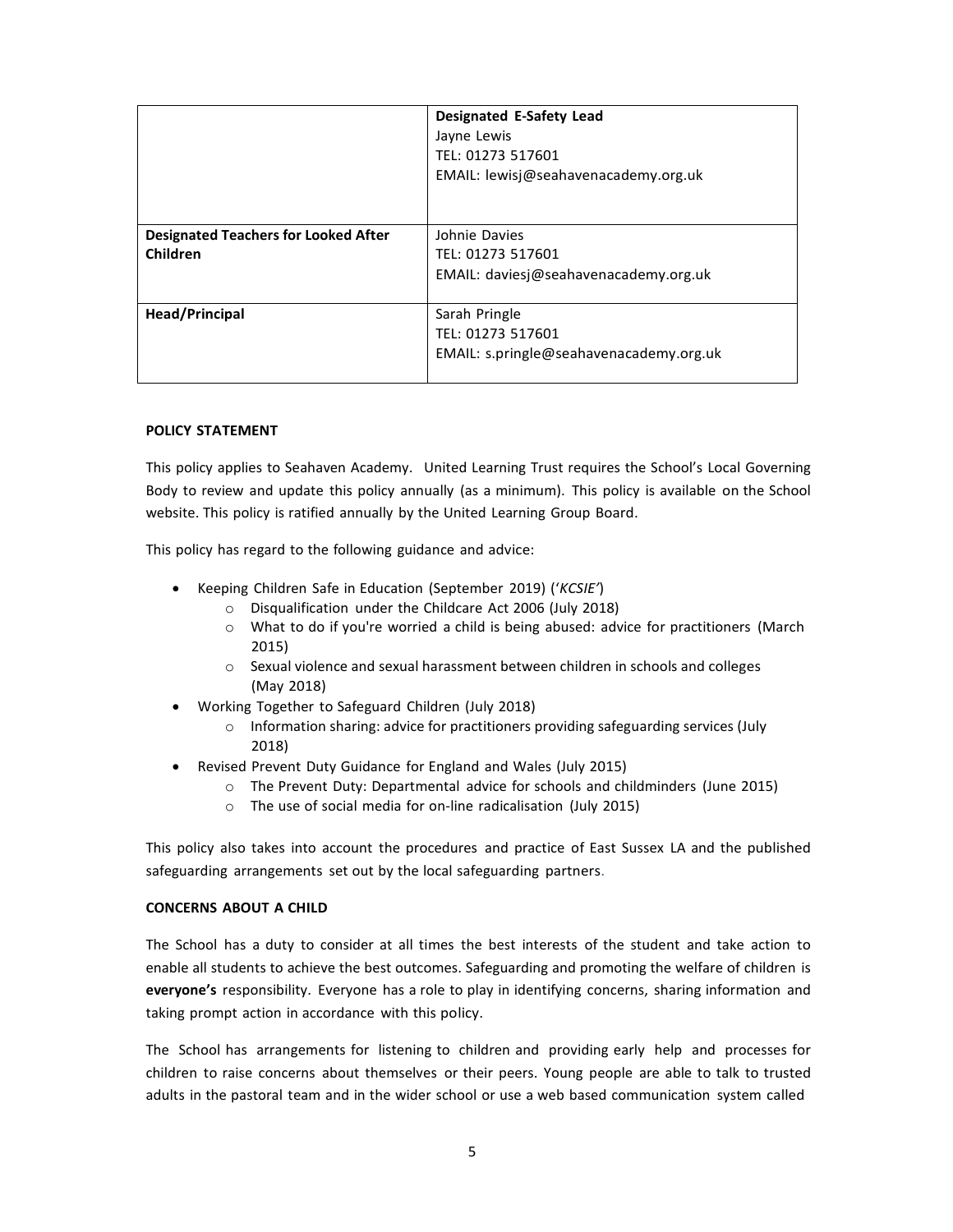| | |
|---|---|
| | **Designated E-Safety Lead**<br>Jayne Lewis<br>TEL: 01273 517601<br>EMAIL: lewisj@seahavenacademy.org.uk |
| **Designated Teachers for Looked After Children** | Johnie Davies<br>TEL: 01273 517601<br>EMAIL: daviesj@seahavenacademy.org.uk |
| **Head/Principal** | Sarah Pringle<br>TEL: 01273 517601<br>EMAIL: s.pringle@seahavenacademy.org.uk |

**POLICY STATEMENT**

This policy applies to Seahaven Academy. United Learning Trust requires the School's Local Governing Body to review and update this policy annually (as a minimum). This policy is available on the School website. This policy is ratified annually by the United Learning Group Board.

This policy has regard to the following guidance and advice:

- Keeping Children Safe in Education (September 2019) ('*KCSIE'*)
    - Disqualification under the Childcare Act 2006 (July 2018)
    - What to do if you're worried a child is being abused: advice for practitioners (March 2015)
    - Sexual violence and sexual harassment between children in schools and colleges (May 2018)
- Working Together to Safeguard Children (July 2018)
    - Information sharing: advice for practitioners providing safeguarding services (July 2018)
- Revised Prevent Duty Guidance for England and Wales (July 2015)
    - The Prevent Duty: Departmental advice for schools and childminders (June 2015)
    - The use of social media for on-line radicalisation (July 2015)

This policy also takes into account the procedures and practice of East Sussex LA and the published safeguarding arrangements set out by the local safeguarding partners.

**CONCERNS ABOUT A CHILD**

The School has a duty to consider at all times the best interests of the student and take action to enable all students to achieve the best outcomes. Safeguarding and promoting the welfare of children is **everyone's** responsibility. Everyone has a role to play in identifying concerns, sharing information and taking prompt action in accordance with this policy.

The School has arrangements for listening to children and providing early help and processes for children to raise concerns about themselves or their peers. Young people are able to talk to trusted adults in the pastoral team and in the wider school or use a web based communication system called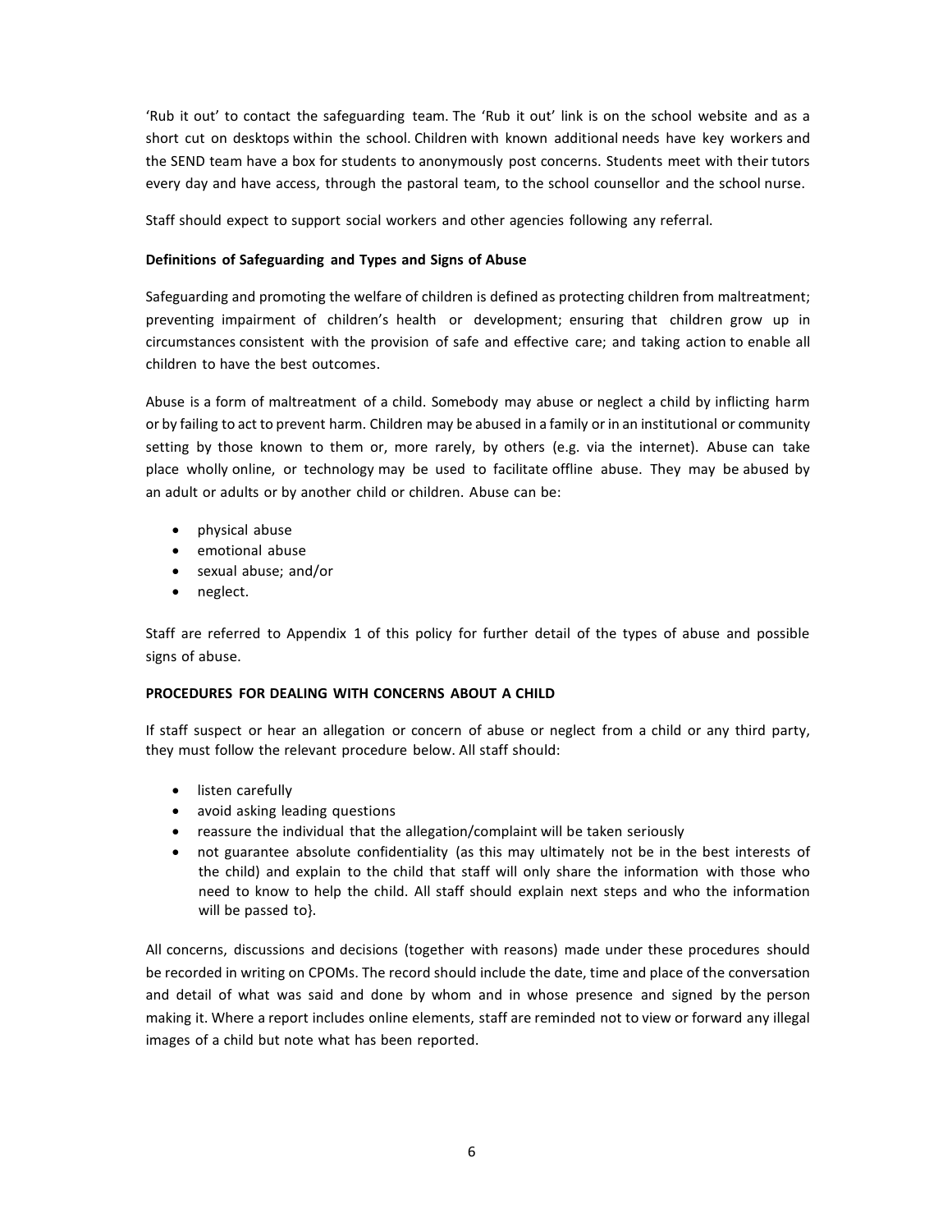'Rub it out' to contact the safeguarding team. The 'Rub it out' link is on the school website and as a short cut on desktops within the school. Children with known additional needs have key workers and the SEND team have a box for students to anonymously post concerns. Students meet with their tutors every day and have access, through the pastoral team, to the school counsellor and the school nurse.

Staff should expect to support social workers and other agencies following any referral.

**Definitions of Safeguarding and Types and Signs of Abuse**

Safeguarding and promoting the welfare of children is defined as protecting children from maltreatment; preventing impairment of children's health or development; ensuring that children grow up in circumstances consistent with the provision of safe and effective care; and taking action to enable all children to have the best outcomes.

Abuse is a form of maltreatment of a child. Somebody may abuse or neglect a child by inflicting harm or by failing to act to prevent harm. Children may be abused in a family or in an institutional or community setting by those known to them or, more rarely, by others (e.g. via the internet). Abuse can take place wholly online, or technology may be used to facilitate offline abuse. They may be abused by an adult or adults or by another child or children. Abuse can be:

- physical abuse
- emotional abuse
- sexual abuse; and/or
- neglect.

Staff are referred to Appendix 1 of this policy for further detail of the types of abuse and possible signs of abuse.

**PROCEDURES FOR DEALING WITH CONCERNS ABOUT A CHILD**

If staff suspect or hear an allegation or concern of abuse or neglect from a child or any third party, they must follow the relevant procedure below. All staff should:

- listen carefully
- avoid asking leading questions
- reassure the individual that the allegation/complaint will be taken seriously
- not guarantee absolute confidentiality (as this may ultimately not be in the best interests of the child) and explain to the child that staff will only share the information with those who need to know to help the child. All staff should explain next steps and who the information will be passed to}.

All concerns, discussions and decisions (together with reasons) made under these procedures should be recorded in writing on CPOMs. The record should include the date, time and place of the conversation and detail of what was said and done by whom and in whose presence and signed by the person making it. Where a report includes online elements, staff are reminded not to view or forward any illegal images of a child but note what has been reported.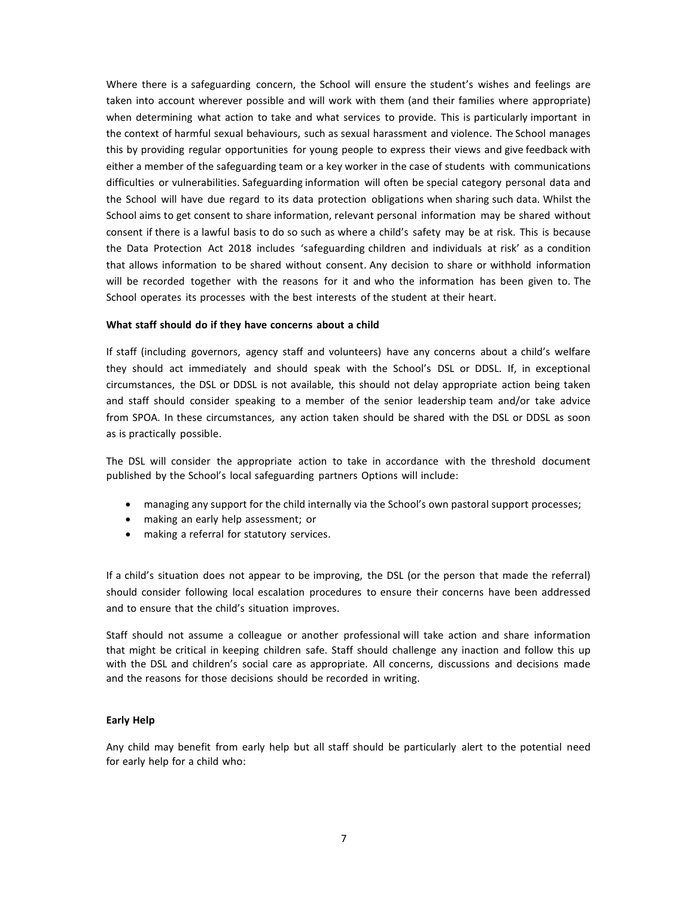Where there is a safeguarding concern, the School will ensure the student's wishes and feelings are taken into account wherever possible and will work with them (and their families where appropriate) when determining what action to take and what services to provide. This is particularly important in the context of harmful sexual behaviours, such as sexual harassment and violence. The School manages this by providing regular opportunities for young people to express their views and give feedback with either a member of the safeguarding team or a key worker in the case of students with communications difficulties or vulnerabilities. Safeguarding information will often be special category personal data and the School will have due regard to its data protection obligations when sharing such data. Whilst the School aims to get consent to share information, relevant personal information may be shared without consent if there is a lawful basis to do so such as where a child's safety may be at risk. This is because the Data Protection Act 2018 includes 'safeguarding children and individuals at risk' as a condition that allows information to be shared without consent. Any decision to share or withhold information will be recorded together with the reasons for it and who the information has been given to. The School operates its processes with the best interests of the student at their heart.

**What staff should do if they have concerns about a child**

If staff (including governors, agency staff and volunteers) have any concerns about a child's welfare they should act immediately and should speak with the School's DSL or DDSL. If, in exceptional circumstances, the DSL or DDSL is not available, this should not delay appropriate action being taken and staff should consider speaking to a member of the senior leadership team and/or take advice from SPOA. In these circumstances, any action taken should be shared with the DSL or DDSL as soon as is practically possible.

The DSL will consider the appropriate action to take in accordance with the threshold document published by the School's local safeguarding partners Options will include:

- managing any support for the child internally via the School's own pastoral support processes;
- making an early help assessment; or
- making a referral for statutory services.

If a child's situation does not appear to be improving, the DSL (or the person that made the referral) should consider following local escalation procedures to ensure their concerns have been addressed and to ensure that the child's situation improves.

Staff should not assume a colleague or another professional will take action and share information that might be critical in keeping children safe. Staff should challenge any inaction and follow this up with the DSL and children's social care as appropriate. All concerns, discussions and decisions made and the reasons for those decisions should be recorded in writing.

**Early Help**

Any child may benefit from early help but all staff should be particularly alert to the potential need for early help for a child who: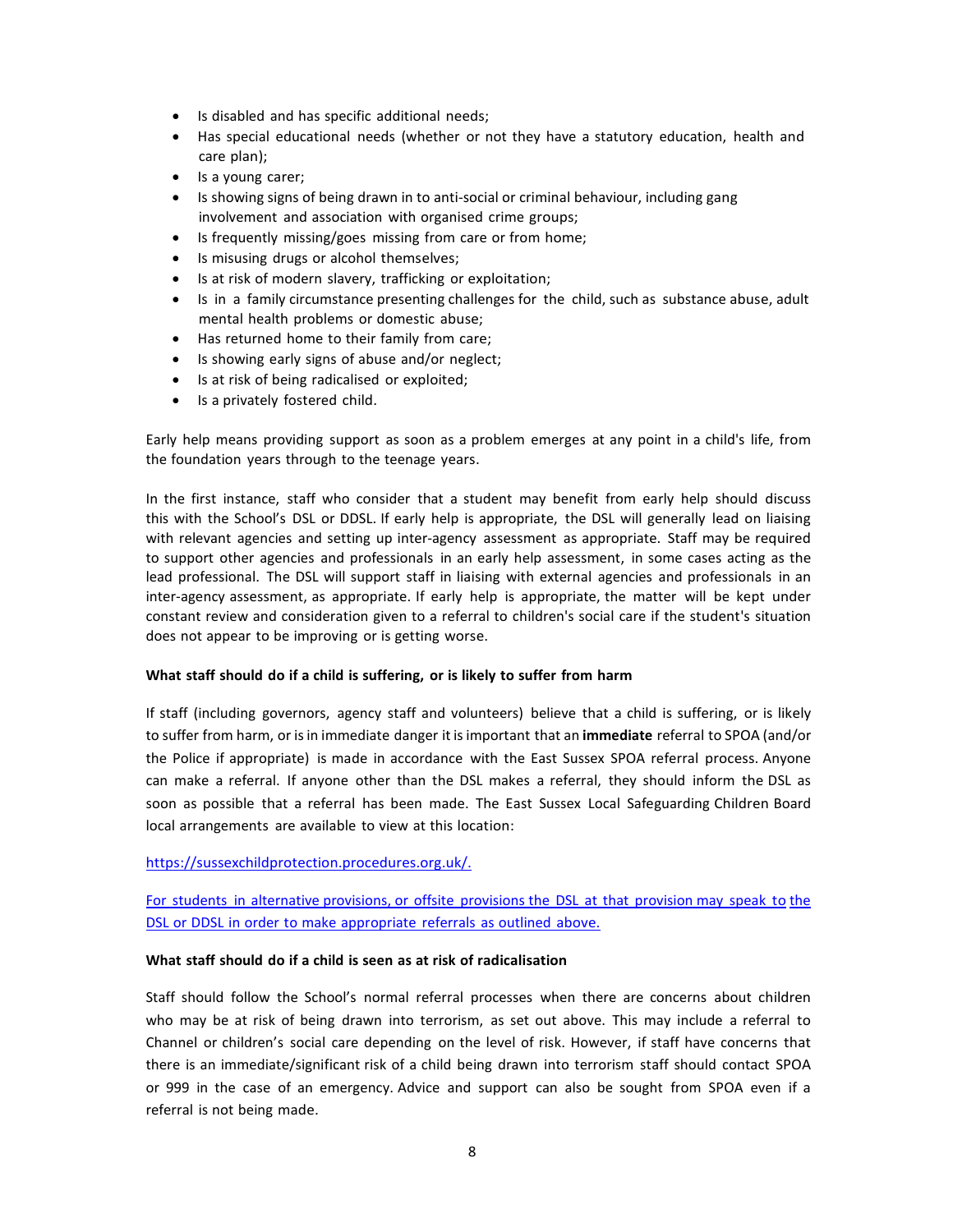- Is disabled and has specific additional needs;
- Has special educational needs (whether or not they have a statutory education, health and care plan);
- Is a young carer;
- Is showing signs of being drawn in to anti-social or criminal behaviour, including gang involvement and association with organised crime groups;
- Is frequently missing/goes missing from care or from home;
- Is misusing drugs or alcohol themselves;
- Is at risk of modern slavery, trafficking or exploitation;
- Is in a family circumstance presenting challenges for the child, such as substance abuse, adult mental health problems or domestic abuse;
- Has returned home to their family from care;
- Is showing early signs of abuse and/or neglect;
- Is at risk of being radicalised or exploited;
- Is a privately fostered child.

Early help means providing support as soon as a problem emerges at any point in a child's life, from the foundation years through to the teenage years.

In the first instance, staff who consider that a student may benefit from early help should discuss this with the School's DSL or DDSL. If early help is appropriate, the DSL will generally lead on liaising with relevant agencies and setting up inter-agency assessment as appropriate. Staff may be required to support other agencies and professionals in an early help assessment, in some cases acting as the lead professional. The DSL will support staff in liaising with external agencies and professionals in an inter-agency assessment, as appropriate. If early help is appropriate, the matter will be kept under constant review and consideration given to a referral to children's social care if the student's situation does not appear to be improving or is getting worse.

**What staff should do if a child is suffering, or is likely to suffer from harm**

If staff (including governors, agency staff and volunteers) believe that a child is suffering, or is likely to suffer from harm, or is in immediate danger it is important that an **immediate** referral to SPOA (and/or the Police if appropriate) is made in accordance with the East Sussex SPOA referral process. Anyone can make a referral. If anyone other than the DSL makes a referral, they should inform the DSL as soon as possible that a referral has been made. The East Sussex Local Safeguarding Children Board local arrangements are available to view at this location:

https://sussexchildprotection.procedures.org.uk/.

For students in alternative provisions, or offsite provisions the DSL at that provision may speak to the DSL or DDSL in order to make appropriate referrals as outlined above.

**What staff should do if a child is seen as at risk of radicalisation**

Staff should follow the School's normal referral processes when there are concerns about children who may be at risk of being drawn into terrorism, as set out above. This may include a referral to Channel or children's social care depending on the level of risk. However, if staff have concerns that there is an immediate/significant risk of a child being drawn into terrorism staff should contact SPOA or 999 in the case of an emergency. Advice and support can also be sought from SPOA even if a referral is not being made.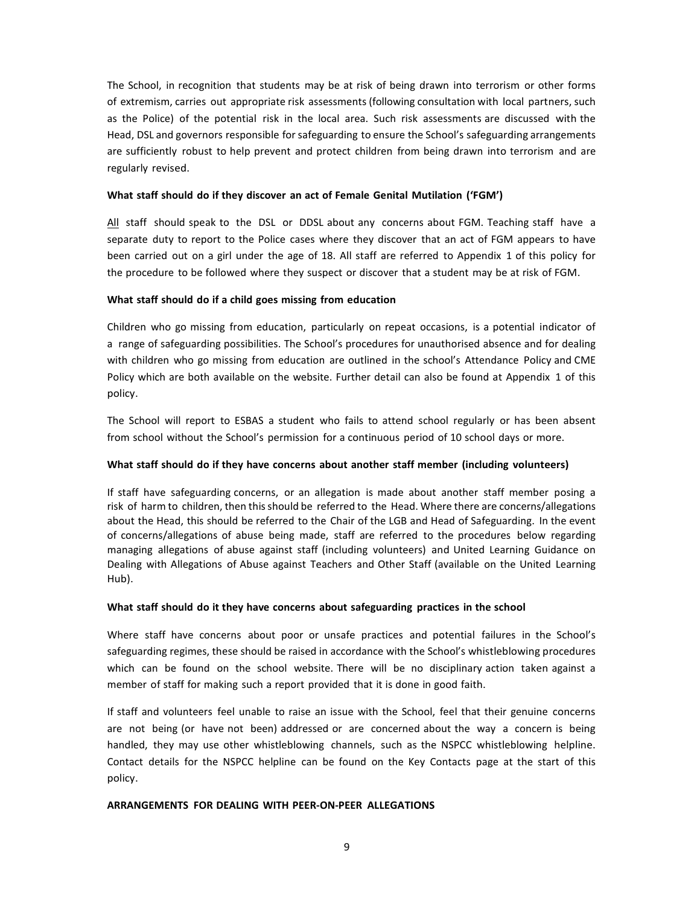The School, in recognition that students may be at risk of being drawn into terrorism or other forms of extremism, carries out appropriate risk assessments (following consultation with local partners, such as the Police) of the potential risk in the local area. Such risk assessments are discussed with the Head, DSL and governors responsible for safeguarding to ensure the School's safeguarding arrangements are sufficiently robust to help prevent and protect children from being drawn into terrorism and are regularly revised.

**What staff should do if they discover an act of Female Genital Mutilation ('FGM')**

<u>All</u> staff should speak to the DSL or DDSL about any concerns about FGM. Teaching staff have a separate duty to report to the Police cases where they discover that an act of FGM appears to have been carried out on a girl under the age of 18. All staff are referred to Appendix 1 of this policy for the procedure to be followed where they suspect or discover that a student may be at risk of FGM.

**What staff should do if a child goes missing from education**

Children who go missing from education, particularly on repeat occasions, is a potential indicator of a range of safeguarding possibilities. The School's procedures for unauthorised absence and for dealing with children who go missing from education are outlined in the school's Attendance Policy and CME Policy which are both available on the website. Further detail can also be found at Appendix 1 of this policy.

The School will report to ESBAS a student who fails to attend school regularly or has been absent from school without the School's permission for a continuous period of 10 school days or more.

**What staff should do if they have concerns about another staff member (including volunteers)**

If staff have safeguarding concerns, or an allegation is made about another staff member posing a risk of harm to children, then this should be referred to the Head. Where there are concerns/allegations about the Head, this should be referred to the Chair of the LGB and Head of Safeguarding. In the event of concerns/allegations of abuse being made, staff are referred to the procedures below regarding managing allegations of abuse against staff (including volunteers) and United Learning Guidance on Dealing with Allegations of Abuse against Teachers and Other Staff (available on the United Learning Hub).

**What staff should do it they have concerns about safeguarding practices in the school**

Where staff have concerns about poor or unsafe practices and potential failures in the School's safeguarding regimes, these should be raised in accordance with the School's whistleblowing procedures which can be found on the school website. There will be no disciplinary action taken against a member of staff for making such a report provided that it is done in good faith.

If staff and volunteers feel unable to raise an issue with the School, feel that their genuine concerns are not being (or have not been) addressed or are concerned about the way a concern is being handled, they may use other whistleblowing channels, such as the NSPCC whistleblowing helpline. Contact details for the NSPCC helpline can be found on the Key Contacts page at the start of this policy.

**ARRANGEMENTS FOR DEALING WITH PEER-ON-PEER ALLEGATIONS**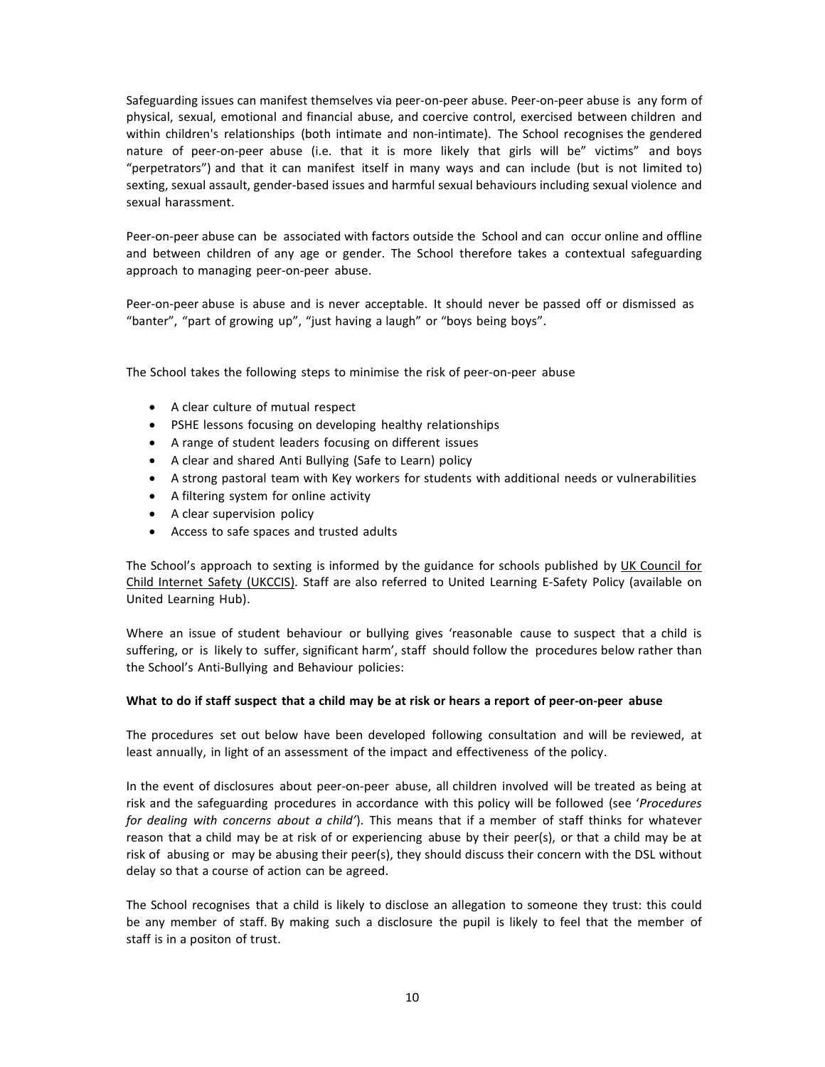Safeguarding issues can manifest themselves via peer-on-peer abuse. Peer-on-peer abuse is any form of physical, sexual, emotional and financial abuse, and coercive control, exercised between children and within children's relationships (both intimate and non-intimate). The School recognises the gendered nature of peer-on-peer abuse (i.e. that it is more likely that girls will be" victims" and boys "perpetrators") and that it can manifest itself in many ways and can include (but is not limited to) sexting, sexual assault, gender-based issues and harmful sexual behaviours including sexual violence and sexual harassment.

Peer-on-peer abuse can be associated with factors outside the School and can occur online and offline and between children of any age or gender. The School therefore takes a contextual safeguarding approach to managing peer-on-peer abuse.

Peer-on-peer abuse is abuse and is never acceptable. It should never be passed off or dismissed as "banter", "part of growing up", "just having a laugh" or "boys being boys".

The School takes the following steps to minimise the risk of peer-on-peer abuse

- A clear culture of mutual respect
- PSHE lessons focusing on developing healthy relationships
- A range of student leaders focusing on different issues
- A clear and shared Anti Bullying (Safe to Learn) policy
- A strong pastoral team with Key workers for students with additional needs or vulnerabilities
- A filtering system for online activity
- A clear supervision policy
- Access to safe spaces and trusted adults

The School's approach to sexting is informed by the guidance for schools published by UK Council for Child Internet Safety (UKCCIS). Staff are also referred to United Learning E-Safety Policy (available on United Learning Hub).

Where an issue of student behaviour or bullying gives 'reasonable cause to suspect that a child is suffering, or is likely to suffer, significant harm', staff should follow the procedures below rather than the School's Anti-Bullying and Behaviour policies:

**What to do if staff suspect that a child may be at risk or hears a report of peer-on-peer abuse**

The procedures set out below have been developed following consultation and will be reviewed, at least annually, in light of an assessment of the impact and effectiveness of the policy.

In the event of disclosures about peer-on-peer abuse, all children involved will be treated as being at risk and the safeguarding procedures in accordance with this policy will be followed (see '*Procedures for dealing with concerns about a child'*). This means that if a member of staff thinks for whatever reason that a child may be at risk of or experiencing abuse by their peer(s), or that a child may be at risk of abusing or may be abusing their peer(s), they should discuss their concern with the DSL without delay so that a course of action can be agreed.

The School recognises that a child is likely to disclose an allegation to someone they trust: this could be any member of staff. By making such a disclosure the pupil is likely to feel that the member of staff is in a positon of trust.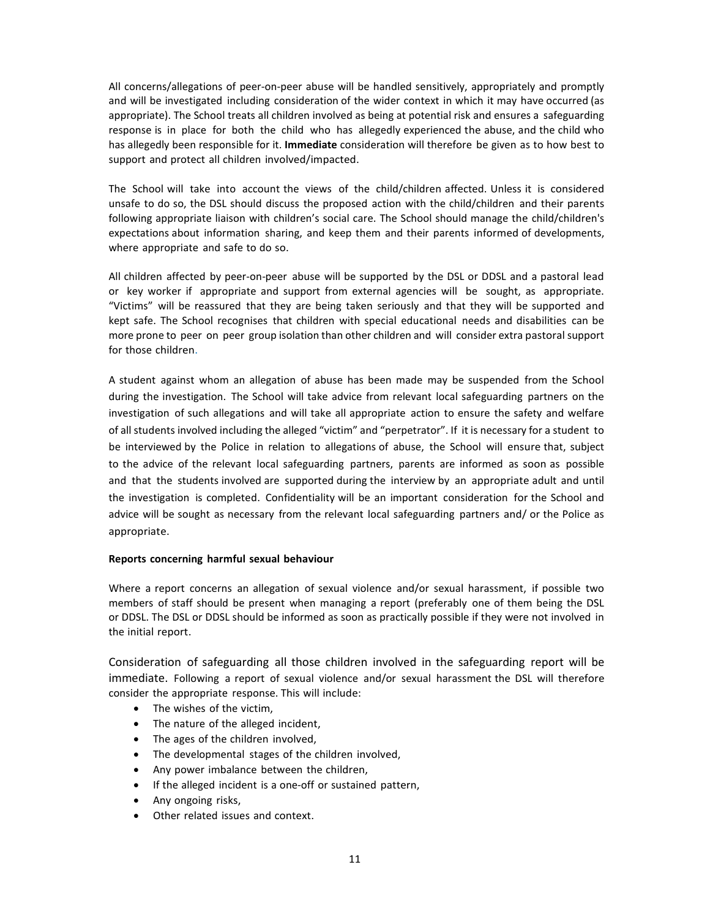All concerns/allegations of peer-on-peer abuse will be handled sensitively, appropriately and promptly and will be investigated including consideration of the wider context in which it may have occurred (as appropriate). The School treats all children involved as being at potential risk and ensures a safeguarding response is in place for both the child who has allegedly experienced the abuse, and the child who has allegedly been responsible for it. **Immediate** consideration will therefore be given as to how best to support and protect all children involved/impacted.

The School will take into account the views of the child/children affected. Unless it is considered unsafe to do so, the DSL should discuss the proposed action with the child/children and their parents following appropriate liaison with children's social care. The School should manage the child/children's expectations about information sharing, and keep them and their parents informed of developments, where appropriate and safe to do so.

All children affected by peer-on-peer abuse will be supported by the DSL or DDSL and a pastoral lead or key worker if appropriate and support from external agencies will be sought, as appropriate. "Victims" will be reassured that they are being taken seriously and that they will be supported and kept safe. The School recognises that children with special educational needs and disabilities can be more prone to peer on peer group isolation than other children and will consider extra pastoral support for those children.

A student against whom an allegation of abuse has been made may be suspended from the School during the investigation. The School will take advice from relevant local safeguarding partners on the investigation of such allegations and will take all appropriate action to ensure the safety and welfare of all students involved including the alleged "victim" and "perpetrator". If it is necessary for a student to be interviewed by the Police in relation to allegations of abuse, the School will ensure that, subject to the advice of the relevant local safeguarding partners, parents are informed as soon as possible and that the students involved are supported during the interview by an appropriate adult and until the investigation is completed. Confidentiality will be an important consideration for the School and advice will be sought as necessary from the relevant local safeguarding partners and/ or the Police as appropriate.

**Reports concerning harmful sexual behaviour**

Where a report concerns an allegation of sexual violence and/or sexual harassment, if possible two members of staff should be present when managing a report (preferably one of them being the DSL or DDSL. The DSL or DDSL should be informed as soon as practically possible if they were not involved in the initial report.

Consideration of safeguarding all those children involved in the safeguarding report will be immediate. Following a report of sexual violence and/or sexual harassment the DSL will therefore consider the appropriate response. This will include:

- The wishes of the victim,
- The nature of the alleged incident,
- The ages of the children involved,
- The developmental stages of the children involved,
- Any power imbalance between the children,
- If the alleged incident is a one-off or sustained pattern,
- Any ongoing risks,
- Other related issues and context.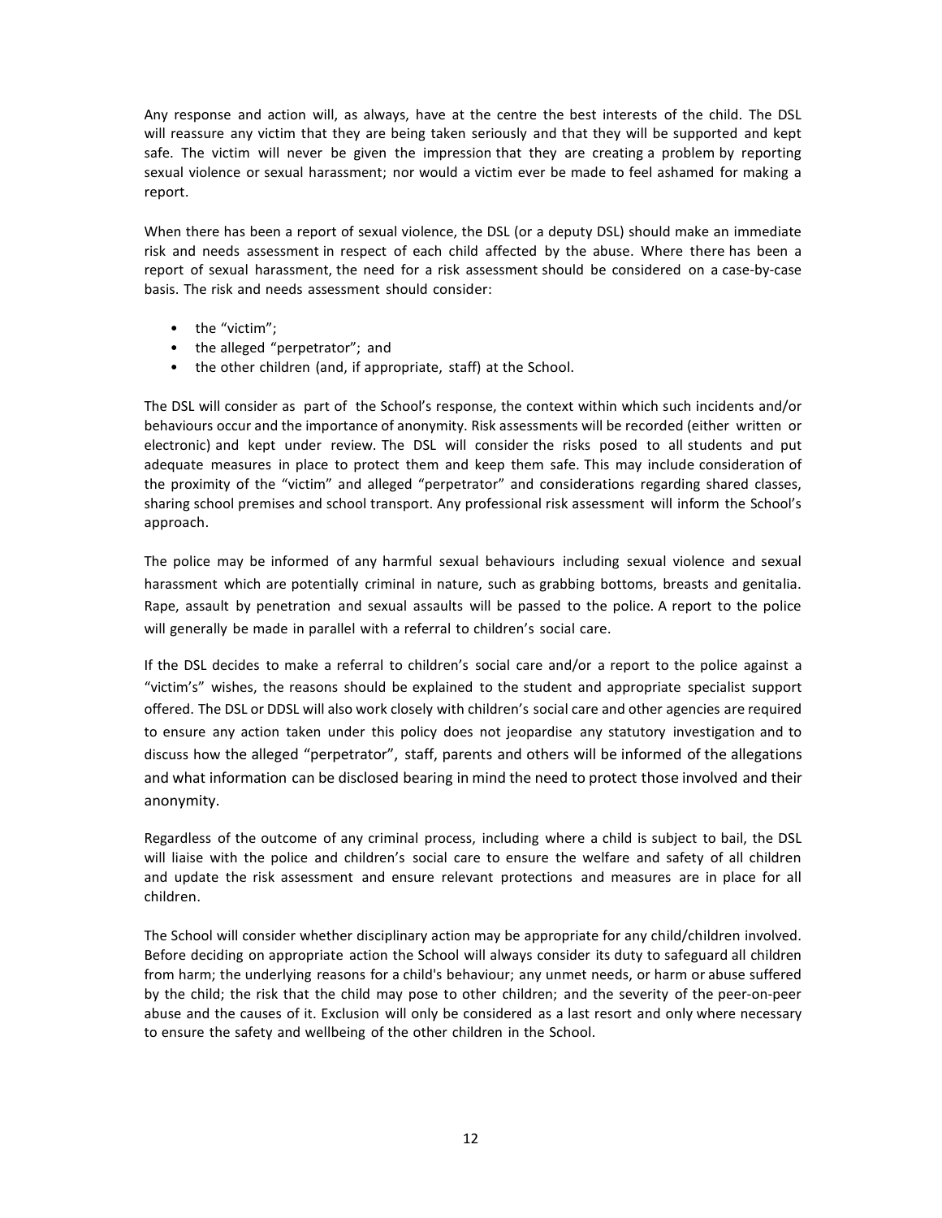Any response and action will, as always, have at the centre the best interests of the child. The DSL will reassure any victim that they are being taken seriously and that they will be supported and kept safe. The victim will never be given the impression that they are creating a problem by reporting sexual violence or sexual harassment; nor would a victim ever be made to feel ashamed for making a report.

When there has been a report of sexual violence, the DSL (or a deputy DSL) should make an immediate risk and needs assessment in respect of each child affected by the abuse. Where there has been a report of sexual harassment, the need for a risk assessment should be considered on a case-by-case basis. The risk and needs assessment should consider:

- the "victim";
- the alleged "perpetrator"; and
- the other children (and, if appropriate, staff) at the School.

The DSL will consider as part of the School's response, the context within which such incidents and/or behaviours occur and the importance of anonymity. Risk assessments will be recorded (either written or electronic) and kept under review. The DSL will consider the risks posed to all students and put adequate measures in place to protect them and keep them safe. This may include consideration of the proximity of the "victim" and alleged "perpetrator" and considerations regarding shared classes, sharing school premises and school transport. Any professional risk assessment will inform the School's approach.

The police may be informed of any harmful sexual behaviours including sexual violence and sexual harassment which are potentially criminal in nature, such as grabbing bottoms, breasts and genitalia. Rape, assault by penetration and sexual assaults will be passed to the police. A report to the police will generally be made in parallel with a referral to children's social care.

If the DSL decides to make a referral to children's social care and/or a report to the police against a "victim's" wishes, the reasons should be explained to the student and appropriate specialist support offered. The DSL or DDSL will also work closely with children's social care and other agencies are required to ensure any action taken under this policy does not jeopardise any statutory investigation and to discuss how the alleged "perpetrator", staff, parents and others will be informed of the allegations and what information can be disclosed bearing in mind the need to protect those involved and their anonymity.

Regardless of the outcome of any criminal process, including where a child is subject to bail, the DSL will liaise with the police and children's social care to ensure the welfare and safety of all children and update the risk assessment and ensure relevant protections and measures are in place for all children.

The School will consider whether disciplinary action may be appropriate for any child/children involved. Before deciding on appropriate action the School will always consider its duty to safeguard all children from harm; the underlying reasons for a child's behaviour; any unmet needs, or harm or abuse suffered by the child; the risk that the child may pose to other children; and the severity of the peer-on-peer abuse and the causes of it. Exclusion will only be considered as a last resort and only where necessary to ensure the safety and wellbeing of the other children in the School.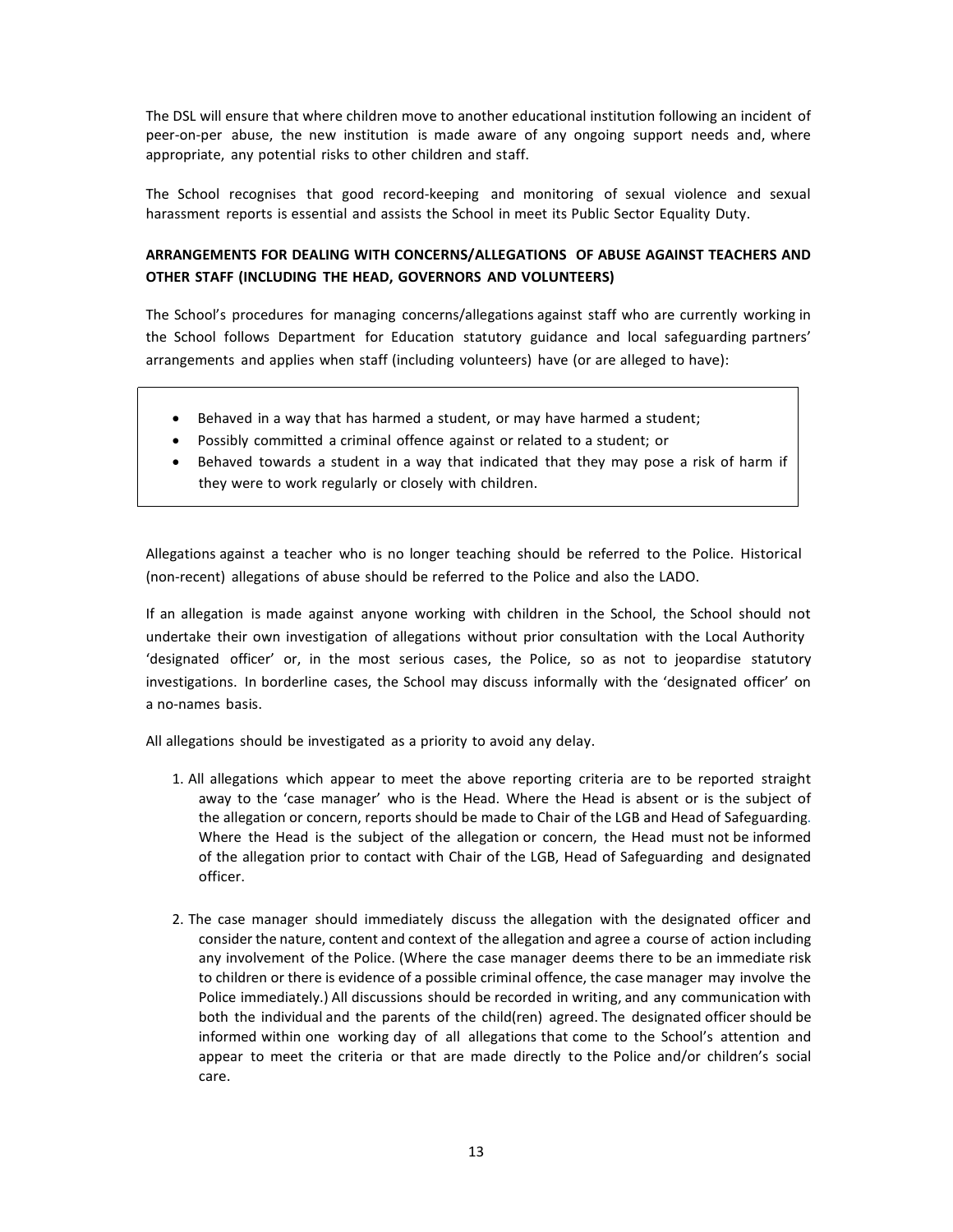The DSL will ensure that where children move to another educational institution following an incident of peer-on-per abuse, the new institution is made aware of any ongoing support needs and, where appropriate, any potential risks to other children and staff.

The School recognises that good record-keeping and monitoring of sexual violence and sexual harassment reports is essential and assists the School in meet its Public Sector Equality Duty.

**ARRANGEMENTS FOR DEALING WITH CONCERNS/ALLEGATIONS OF ABUSE AGAINST TEACHERS AND OTHER STAFF (INCLUDING THE HEAD, GOVERNORS AND VOLUNTEERS)**

The School's procedures for managing concerns/allegations against staff who are currently working in the School follows Department for Education statutory guidance and local safeguarding partners' arrangements and applies when staff (including volunteers) have (or are alleged to have):

- Behaved in a way that has harmed a student, or may have harmed a student;
- Possibly committed a criminal offence against or related to a student; or
- Behaved towards a student in a way that indicated that they may pose a risk of harm if they were to work regularly or closely with children.

Allegations against a teacher who is no longer teaching should be referred to the Police. Historical (non-recent) allegations of abuse should be referred to the Police and also the LADO.

If an allegation is made against anyone working with children in the School, the School should not undertake their own investigation of allegations without prior consultation with the Local Authority 'designated officer' or, in the most serious cases, the Police, so as not to jeopardise statutory investigations. In borderline cases, the School may discuss informally with the 'designated officer' on a no-names basis.

All allegations should be investigated as a priority to avoid any delay.

1. All allegations which appear to meet the above reporting criteria are to be reported straight away to the 'case manager' who is the Head. Where the Head is absent or is the subject of the allegation or concern, reports should be made to Chair of the LGB and Head of Safeguarding. Where the Head is the subject of the allegation or concern, the Head must not be informed of the allegation prior to contact with Chair of the LGB, Head of Safeguarding and designated officer.

2. The case manager should immediately discuss the allegation with the designated officer and consider the nature, content and context of the allegation and agree a course of action including any involvement of the Police. (Where the case manager deems there to be an immediate risk to children or there is evidence of a possible criminal offence, the case manager may involve the Police immediately.) All discussions should be recorded in writing, and any communication with both the individual and the parents of the child(ren) agreed. The designated officer should be informed within one working day of all allegations that come to the School's attention and appear to meet the criteria or that are made directly to the Police and/or children's social care.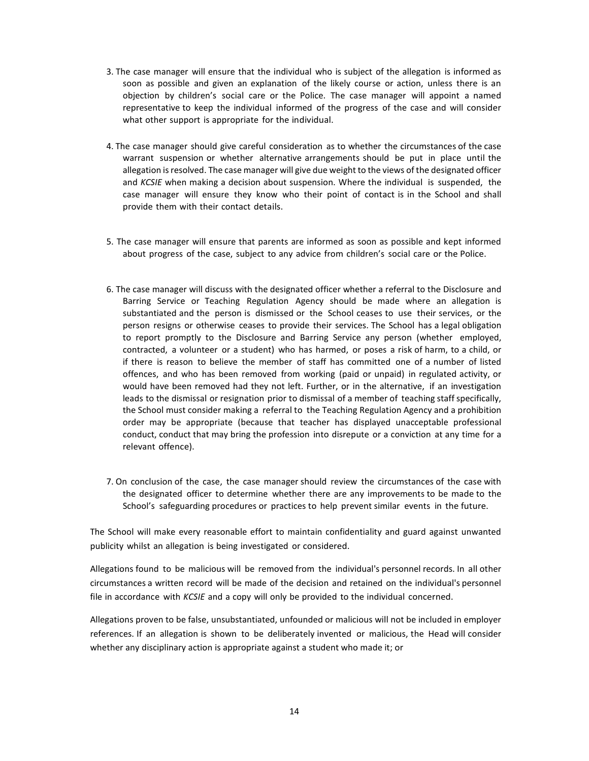3. The case manager will ensure that the individual who is subject of the allegation is informed as soon as possible and given an explanation of the likely course or action, unless there is an objection by children's social care or the Police. The case manager will appoint a named representative to keep the individual informed of the progress of the case and will consider what other support is appropriate for the individual.

4. The case manager should give careful consideration as to whether the circumstances of the case warrant suspension or whether alternative arrangements should be put in place until the allegation is resolved. The case manager will give due weight to the views of the designated officer and *KCSIE* when making a decision about suspension. Where the individual is suspended, the case manager will ensure they know who their point of contact is in the School and shall provide them with their contact details.

5. The case manager will ensure that parents are informed as soon as possible and kept informed about progress of the case, subject to any advice from children's social care or the Police.

6. The case manager will discuss with the designated officer whether a referral to the Disclosure and Barring Service or Teaching Regulation Agency should be made where an allegation is substantiated and the person is dismissed or the School ceases to use their services, or the person resigns or otherwise ceases to provide their services. The School has a legal obligation to report promptly to the Disclosure and Barring Service any person (whether employed, contracted, a volunteer or a student) who has harmed, or poses a risk of harm, to a child, or if there is reason to believe the member of staff has committed one of a number of listed offences, and who has been removed from working (paid or unpaid) in regulated activity, or would have been removed had they not left. Further, or in the alternative, if an investigation leads to the dismissal or resignation prior to dismissal of a member of teaching staff specifically, the School must consider making a referral to the Teaching Regulation Agency and a prohibition order may be appropriate (because that teacher has displayed unacceptable professional conduct, conduct that may bring the profession into disrepute or a conviction at any time for a relevant offence).

7. On conclusion of the case, the case manager should review the circumstances of the case with the designated officer to determine whether there are any improvements to be made to the School's safeguarding procedures or practices to help prevent similar events in the future.

The School will make every reasonable effort to maintain confidentiality and guard against unwanted publicity whilst an allegation is being investigated or considered.

Allegations found to be malicious will be removed from the individual's personnel records. In all other circumstances a written record will be made of the decision and retained on the individual's personnel file in accordance with *KCSIE* and a copy will only be provided to the individual concerned.

Allegations proven to be false, unsubstantiated, unfounded or malicious will not be included in employer references. If an allegation is shown to be deliberately invented or malicious, the Head will consider whether any disciplinary action is appropriate against a student who made it; or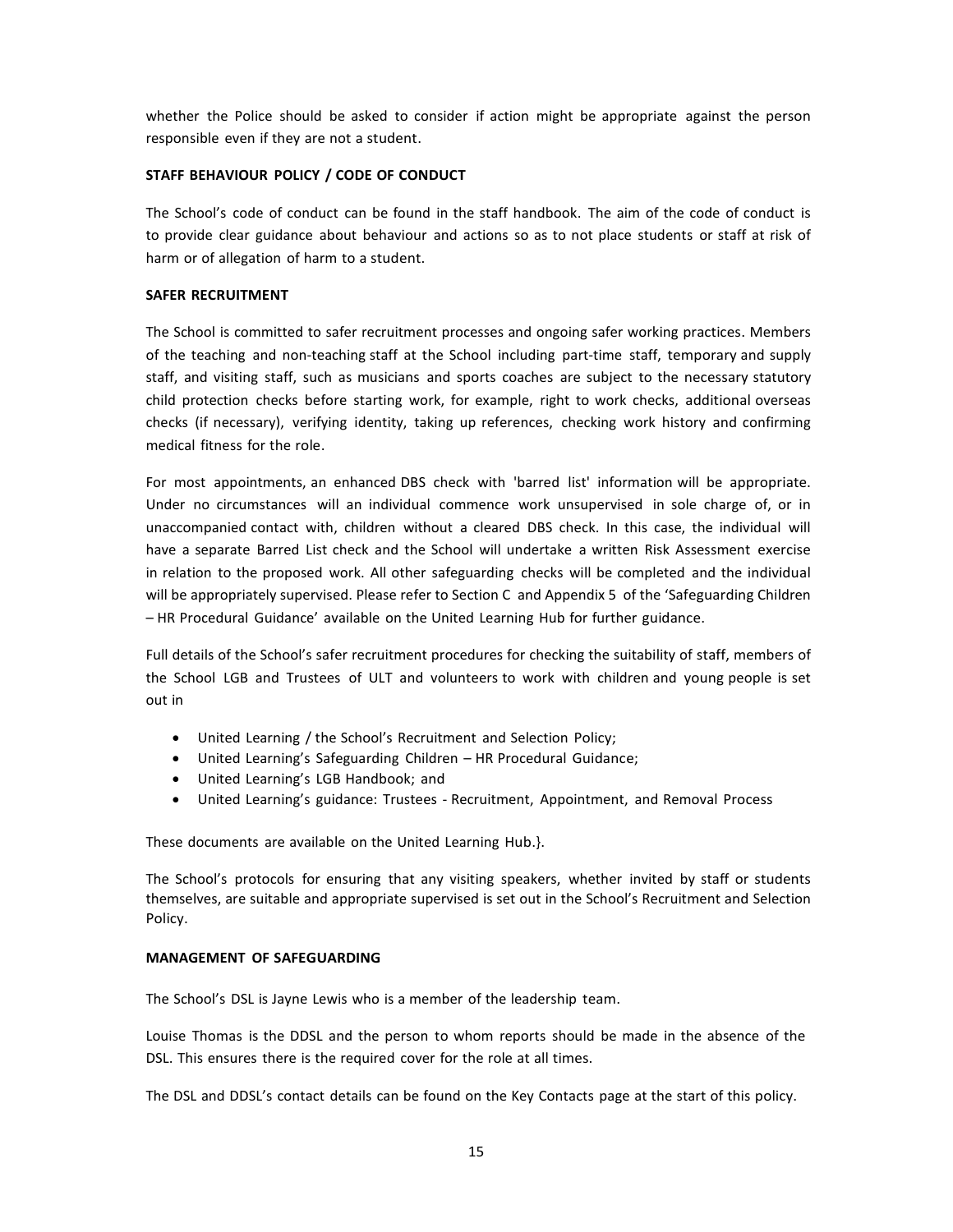whether the Police should be asked to consider if action might be appropriate against the person responsible even if they are not a student.

**STAFF BEHAVIOUR POLICY / CODE OF CONDUCT**

The School's code of conduct can be found in the staff handbook. The aim of the code of conduct is to provide clear guidance about behaviour and actions so as to not place students or staff at risk of harm or of allegation of harm to a student.

**SAFER RECRUITMENT**

The School is committed to safer recruitment processes and ongoing safer working practices. Members of the teaching and non-teaching staff at the School including part-time staff, temporary and supply staff, and visiting staff, such as musicians and sports coaches are subject to the necessary statutory child protection checks before starting work, for example, right to work checks, additional overseas checks (if necessary), verifying identity, taking up references, checking work history and confirming medical fitness for the role.

For most appointments, an enhanced DBS check with 'barred list' information will be appropriate. Under no circumstances will an individual commence work unsupervised in sole charge of, or in unaccompanied contact with, children without a cleared DBS check. In this case, the individual will have a separate Barred List check and the School will undertake a written Risk Assessment exercise in relation to the proposed work. All other safeguarding checks will be completed and the individual will be appropriately supervised. Please refer to Section C and Appendix 5 of the 'Safeguarding Children – HR Procedural Guidance' available on the United Learning Hub for further guidance.

Full details of the School's safer recruitment procedures for checking the suitability of staff, members of the School LGB and Trustees of ULT and volunteers to work with children and young people is set out in

- United Learning / the School's Recruitment and Selection Policy;
- United Learning's Safeguarding Children – HR Procedural Guidance;
- United Learning's LGB Handbook; and
- United Learning's guidance: Trustees - Recruitment, Appointment, and Removal Process

These documents are available on the United Learning Hub.}.

The School's protocols for ensuring that any visiting speakers, whether invited by staff or students themselves, are suitable and appropriate supervised is set out in the School's Recruitment and Selection Policy.

**MANAGEMENT OF SAFEGUARDING**

The School's DSL is Jayne Lewis who is a member of the leadership team.

Louise Thomas is the DDSL and the person to whom reports should be made in the absence of the DSL. This ensures there is the required cover for the role at all times.

The DSL and DDSL's contact details can be found on the Key Contacts page at the start of this policy.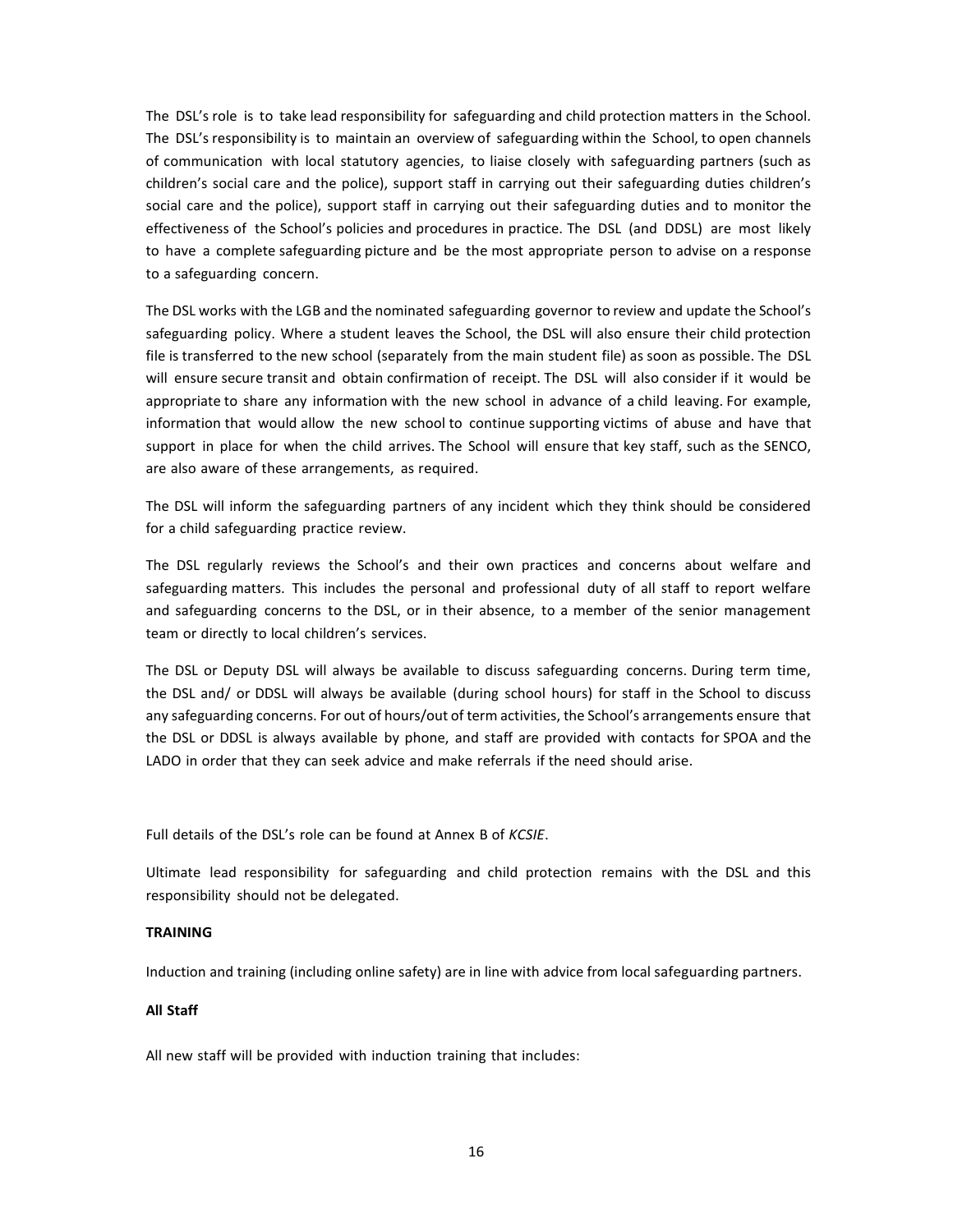The DSL's role is to take lead responsibility for safeguarding and child protection matters in the School. The DSL's responsibility is to maintain an overview of safeguarding within the School, to open channels of communication with local statutory agencies, to liaise closely with safeguarding partners (such as children's social care and the police), support staff in carrying out their safeguarding duties children's social care and the police), support staff in carrying out their safeguarding duties and to monitor the effectiveness of the School's policies and procedures in practice. The DSL (and DDSL) are most likely to have a complete safeguarding picture and be the most appropriate person to advise on a response to a safeguarding concern.

The DSL works with the LGB and the nominated safeguarding governor to review and update the School's safeguarding policy. Where a student leaves the School, the DSL will also ensure their child protection file is transferred to the new school (separately from the main student file) as soon as possible. The DSL will ensure secure transit and obtain confirmation of receipt. The DSL will also consider if it would be appropriate to share any information with the new school in advance of a child leaving. For example, information that would allow the new school to continue supporting victims of abuse and have that support in place for when the child arrives. The School will ensure that key staff, such as the SENCO, are also aware of these arrangements, as required.

The DSL will inform the safeguarding partners of any incident which they think should be considered for a child safeguarding practice review.

The DSL regularly reviews the School's and their own practices and concerns about welfare and safeguarding matters. This includes the personal and professional duty of all staff to report welfare and safeguarding concerns to the DSL, or in their absence, to a member of the senior management team or directly to local children's services.

The DSL or Deputy DSL will always be available to discuss safeguarding concerns. During term time, the DSL and/ or DDSL will always be available (during school hours) for staff in the School to discuss any safeguarding concerns. For out of hours/out of term activities, the School's arrangements ensure that the DSL or DDSL is always available by phone, and staff are provided with contacts for SPOA and the LADO in order that they can seek advice and make referrals if the need should arise.

Full details of the DSL's role can be found at Annex B of *KCSIE*.

Ultimate lead responsibility for safeguarding and child protection remains with the DSL and this responsibility should not be delegated.

**TRAINING**

Induction and training (including online safety) are in line with advice from local safeguarding partners.

**All Staff**

All new staff will be provided with induction training that includes: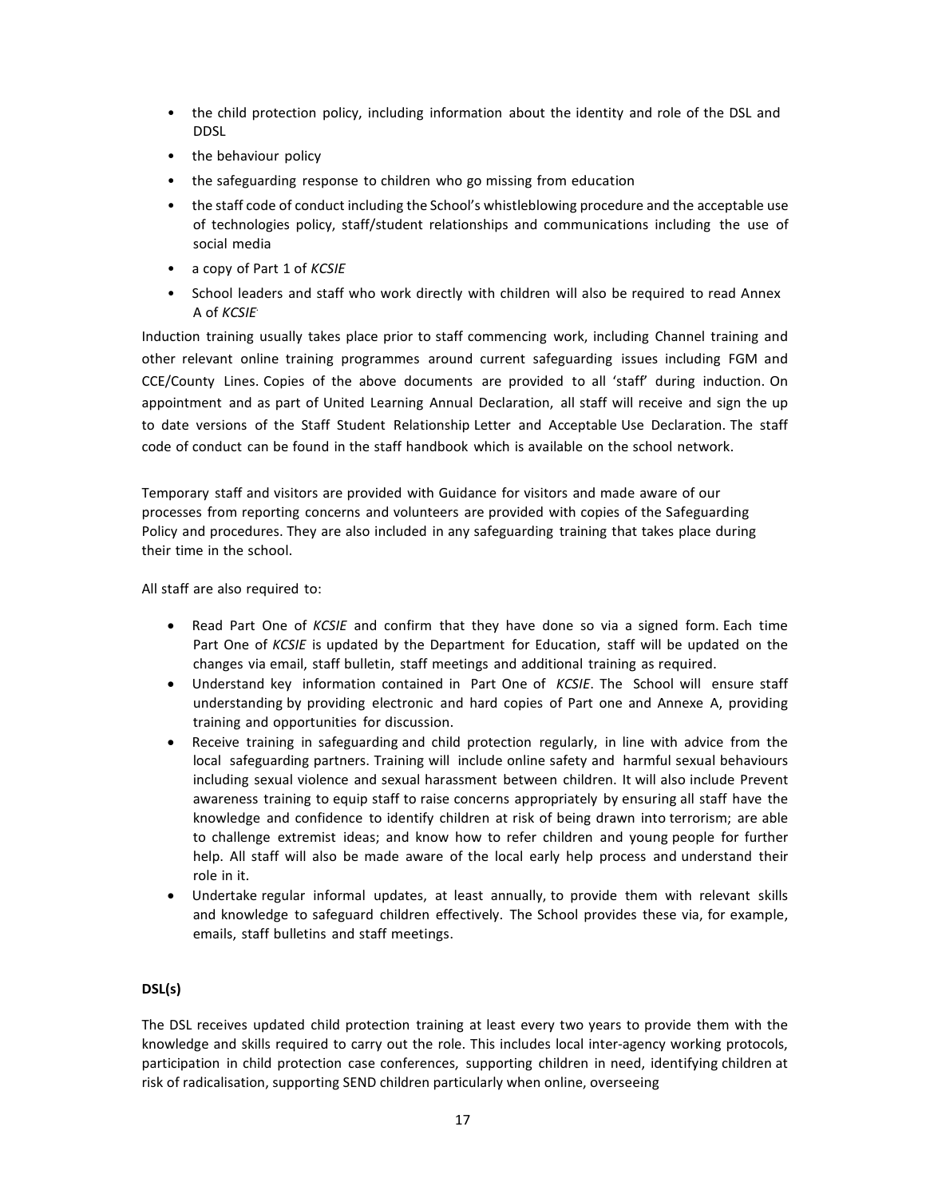- the child protection policy, including information about the identity and role of the DSL and DDSL
- the behaviour policy
- the safeguarding response to children who go missing from education
- the staff code of conduct including the School's whistleblowing procedure and the acceptable use of technologies policy, staff/student relationships and communications including the use of social media
- a copy of Part 1 of *KCSIE*
- School leaders and staff who work directly with children will also be required to read Annex A of *KCSIE*.

Induction training usually takes place prior to staff commencing work, including Channel training and other relevant online training programmes around current safeguarding issues including FGM and CCE/County Lines. Copies of the above documents are provided to all 'staff' during induction. On appointment and as part of United Learning Annual Declaration, all staff will receive and sign the up to date versions of the Staff Student Relationship Letter and Acceptable Use Declaration. The staff code of conduct can be found in the staff handbook which is available on the school network.

Temporary staff and visitors are provided with Guidance for visitors and made aware of our processes from reporting concerns and volunteers are provided with copies of the Safeguarding Policy and procedures. They are also included in any safeguarding training that takes place during their time in the school.

All staff are also required to:

- Read Part One of *KCSIE* and confirm that they have done so via a signed form. Each time Part One of *KCSIE* is updated by the Department for Education, staff will be updated on the changes via email, staff bulletin, staff meetings and additional training as required.
- Understand key information contained in Part One of *KCSIE*. The School will ensure staff understanding by providing electronic and hard copies of Part one and Annexe A, providing training and opportunities for discussion.
- Receive training in safeguarding and child protection regularly, in line with advice from the local safeguarding partners. Training will include online safety and harmful sexual behaviours including sexual violence and sexual harassment between children. It will also include Prevent awareness training to equip staff to raise concerns appropriately by ensuring all staff have the knowledge and confidence to identify children at risk of being drawn into terrorism; are able to challenge extremist ideas; and know how to refer children and young people for further help. All staff will also be made aware of the local early help process and understand their role in it.
- Undertake regular informal updates, at least annually, to provide them with relevant skills and knowledge to safeguard children effectively. The School provides these via, for example, emails, staff bulletins and staff meetings.

**DSL(s)**

The DSL receives updated child protection training at least every two years to provide them with the knowledge and skills required to carry out the role. This includes local inter-agency working protocols, participation in child protection case conferences, supporting children in need, identifying children at risk of radicalisation, supporting SEND children particularly when online, overseeing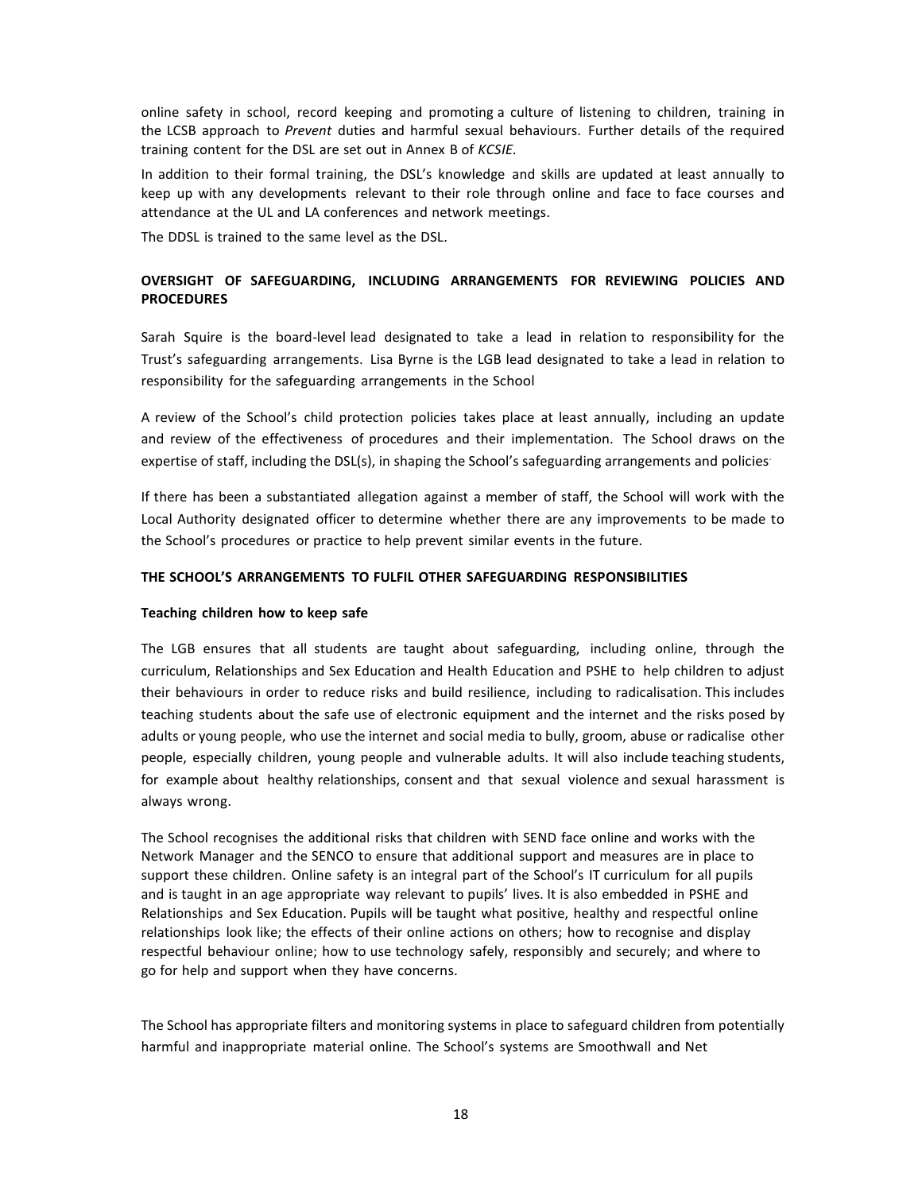online safety in school, record keeping and promoting a culture of listening to children, training in the LCSB approach to *Prevent* duties and harmful sexual behaviours. Further details of the required training content for the DSL are set out in Annex B of *KCSIE.*

In addition to their formal training, the DSL's knowledge and skills are updated at least annually to keep up with any developments relevant to their role through online and face to face courses and attendance at the UL and LA conferences and network meetings.

The DDSL is trained to the same level as the DSL.

**OVERSIGHT OF SAFEGUARDING, INCLUDING ARRANGEMENTS FOR REVIEWING POLICIES AND PROCEDURES**

Sarah Squire is the board-level lead designated to take a lead in relation to responsibility for the Trust's safeguarding arrangements. Lisa Byrne is the LGB lead designated to take a lead in relation to responsibility for the safeguarding arrangements in the School

A review of the School's child protection policies takes place at least annually, including an update and review of the effectiveness of procedures and their implementation. The School draws on the expertise of staff, including the DSL(s), in shaping the School's safeguarding arrangements and policies.

If there has been a substantiated allegation against a member of staff, the School will work with the Local Authority designated officer to determine whether there are any improvements to be made to the School's procedures or practice to help prevent similar events in the future.

**THE SCHOOL'S ARRANGEMENTS TO FULFIL OTHER SAFEGUARDING RESPONSIBILITIES**

**Teaching children how to keep safe**

The LGB ensures that all students are taught about safeguarding, including online, through the curriculum, Relationships and Sex Education and Health Education and PSHE to help children to adjust their behaviours in order to reduce risks and build resilience, including to radicalisation. This includes teaching students about the safe use of electronic equipment and the internet and the risks posed by adults or young people, who use the internet and social media to bully, groom, abuse or radicalise other people, especially children, young people and vulnerable adults. It will also include teaching students, for example about healthy relationships, consent and that sexual violence and sexual harassment is always wrong.

The School recognises the additional risks that children with SEND face online and works with the Network Manager and the SENCO to ensure that additional support and measures are in place to support these children. Online safety is an integral part of the School's IT curriculum for all pupils and is taught in an age appropriate way relevant to pupils' lives. It is also embedded in PSHE and Relationships and Sex Education. Pupils will be taught what positive, healthy and respectful online relationships look like; the effects of their online actions on others; how to recognise and display respectful behaviour online; how to use technology safely, responsibly and securely; and where to go for help and support when they have concerns.

The School has appropriate filters and monitoring systems in place to safeguard children from potentially harmful and inappropriate material online. The School's systems are Smoothwall and Net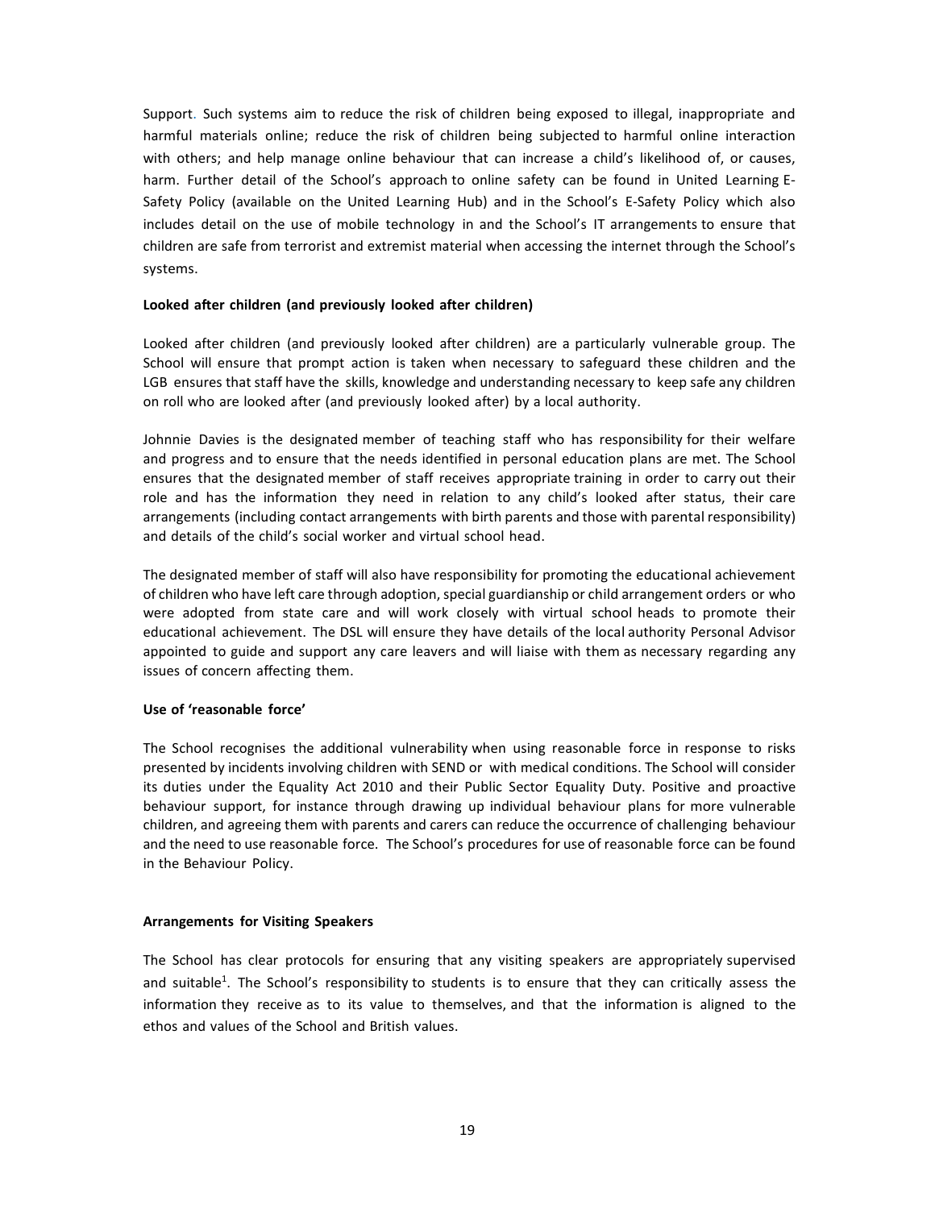Support. Such systems aim to reduce the risk of children being exposed to illegal, inappropriate and harmful materials online; reduce the risk of children being subjected to harmful online interaction with others; and help manage online behaviour that can increase a child's likelihood of, or causes, harm. Further detail of the School's approach to online safety can be found in United Learning E-Safety Policy (available on the United Learning Hub) and in the School's E-Safety Policy which also includes detail on the use of mobile technology in and the School's IT arrangements to ensure that children are safe from terrorist and extremist material when accessing the internet through the School's systems.

**Looked after children (and previously looked after children)**

Looked after children (and previously looked after children) are a particularly vulnerable group. The School will ensure that prompt action is taken when necessary to safeguard these children and the LGB ensures that staff have the skills, knowledge and understanding necessary to keep safe any children on roll who are looked after (and previously looked after) by a local authority.

Johnnie Davies is the designated member of teaching staff who has responsibility for their welfare and progress and to ensure that the needs identified in personal education plans are met. The School ensures that the designated member of staff receives appropriate training in order to carry out their role and has the information they need in relation to any child's looked after status, their care arrangements (including contact arrangements with birth parents and those with parental responsibility) and details of the child's social worker and virtual school head.

The designated member of staff will also have responsibility for promoting the educational achievement of children who have left care through adoption, special guardianship or child arrangement orders or who were adopted from state care and will work closely with virtual school heads to promote their educational achievement. The DSL will ensure they have details of the local authority Personal Advisor appointed to guide and support any care leavers and will liaise with them as necessary regarding any issues of concern affecting them.

**Use of 'reasonable force'**

The School recognises the additional vulnerability when using reasonable force in response to risks presented by incidents involving children with SEND or with medical conditions. The School will consider its duties under the Equality Act 2010 and their Public Sector Equality Duty. Positive and proactive behaviour support, for instance through drawing up individual behaviour plans for more vulnerable children, and agreeing them with parents and carers can reduce the occurrence of challenging behaviour and the need to use reasonable force. The School's procedures for use of reasonable force can be found in the Behaviour Policy.

**Arrangements for Visiting Speakers**

The School has clear protocols for ensuring that any visiting speakers are appropriately supervised and suitable[1]. The School's responsibility to students is to ensure that they can critically assess the information they receive as to its value to themselves, and that the information is aligned to the ethos and values of the School and British values.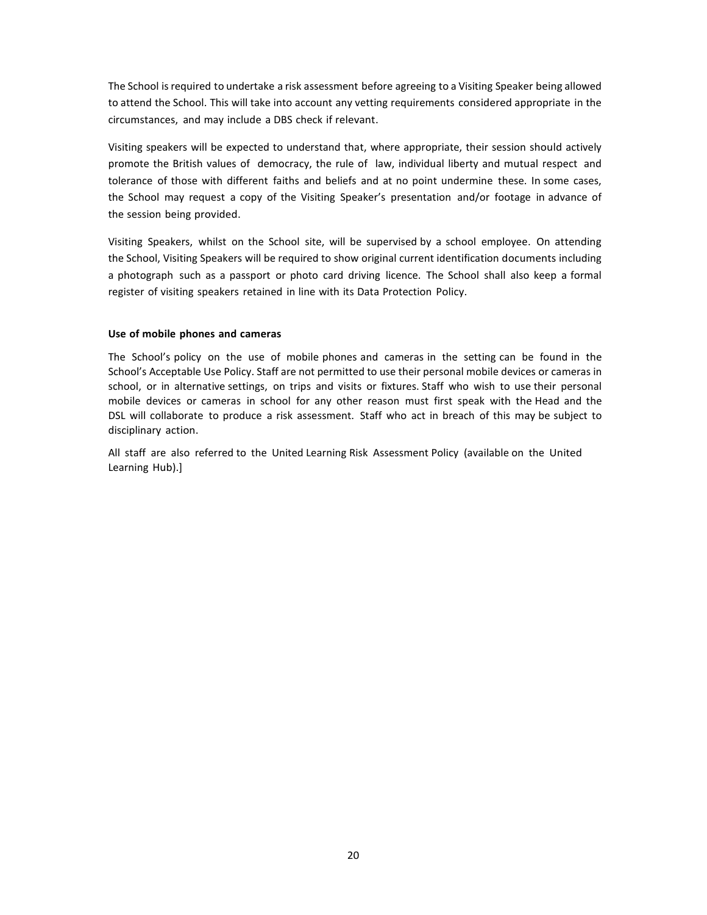The School is required to undertake a risk assessment before agreeing to a Visiting Speaker being allowed to attend the School. This will take into account any vetting requirements considered appropriate in the circumstances, and may include a DBS check if relevant.

Visiting speakers will be expected to understand that, where appropriate, their session should actively promote the British values of democracy, the rule of law, individual liberty and mutual respect and tolerance of those with different faiths and beliefs and at no point undermine these. In some cases, the School may request a copy of the Visiting Speaker's presentation and/or footage in advance of the session being provided.

Visiting Speakers, whilst on the School site, will be supervised by a school employee. On attending the School, Visiting Speakers will be required to show original current identification documents including a photograph such as a passport or photo card driving licence. The School shall also keep a formal register of visiting speakers retained in line with its Data Protection Policy.

**Use of mobile phones and cameras**

The School's policy on the use of mobile phones and cameras in the setting can be found in the School's Acceptable Use Policy. Staff are not permitted to use their personal mobile devices or cameras in school, or in alternative settings, on trips and visits or fixtures. Staff who wish to use their personal mobile devices or cameras in school for any other reason must first speak with the Head and the DSL will collaborate to produce a risk assessment. Staff who act in breach of this may be subject to disciplinary action.

All staff are also referred to the United Learning Risk Assessment Policy (available on the United Learning Hub).]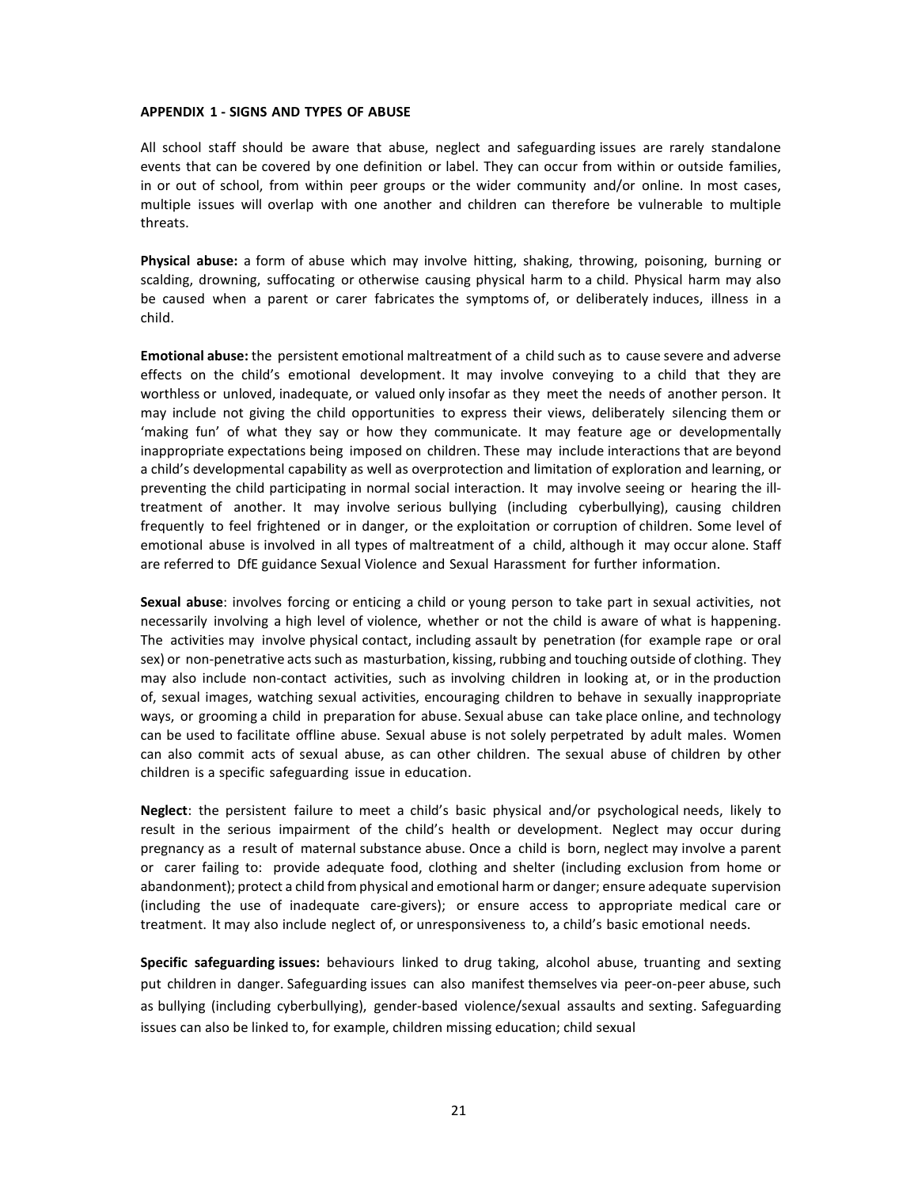**APPENDIX 1 - SIGNS AND TYPES OF ABUSE**

All school staff should be aware that abuse, neglect and safeguarding issues are rarely standalone events that can be covered by one definition or label. They can occur from within or outside families, in or out of school, from within peer groups or the wider community and/or online. In most cases, multiple issues will overlap with one another and children can therefore be vulnerable to multiple threats.

**Physical abuse:** a form of abuse which may involve hitting, shaking, throwing, poisoning, burning or scalding, drowning, suffocating or otherwise causing physical harm to a child. Physical harm may also be caused when a parent or carer fabricates the symptoms of, or deliberately induces, illness in a child.

**Emotional abuse:** the persistent emotional maltreatment of a child such as to cause severe and adverse effects on the child's emotional development. It may involve conveying to a child that they are worthless or unloved, inadequate, or valued only insofar as they meet the needs of another person. It may include not giving the child opportunities to express their views, deliberately silencing them or 'making fun' of what they say or how they communicate. It may feature age or developmentally inappropriate expectations being imposed on children. These may include interactions that are beyond a child's developmental capability as well as overprotection and limitation of exploration and learning, or preventing the child participating in normal social interaction. It may involve seeing or hearing the ill-treatment of another. It may involve serious bullying (including cyberbullying), causing children frequently to feel frightened or in danger, or the exploitation or corruption of children. Some level of emotional abuse is involved in all types of maltreatment of a child, although it may occur alone. Staff are referred to DfE guidance Sexual Violence and Sexual Harassment for further information.

**Sexual abuse**: involves forcing or enticing a child or young person to take part in sexual activities, not necessarily involving a high level of violence, whether or not the child is aware of what is happening. The activities may involve physical contact, including assault by penetration (for example rape or oral sex) or non-penetrative acts such as masturbation, kissing, rubbing and touching outside of clothing. They may also include non-contact activities, such as involving children in looking at, or in the production of, sexual images, watching sexual activities, encouraging children to behave in sexually inappropriate ways, or grooming a child in preparation for abuse. Sexual abuse can take place online, and technology can be used to facilitate offline abuse. Sexual abuse is not solely perpetrated by adult males. Women can also commit acts of sexual abuse, as can other children. The sexual abuse of children by other children is a specific safeguarding issue in education.

**Neglect**: the persistent failure to meet a child's basic physical and/or psychological needs, likely to result in the serious impairment of the child's health or development. Neglect may occur during pregnancy as a result of maternal substance abuse. Once a child is born, neglect may involve a parent or carer failing to: provide adequate food, clothing and shelter (including exclusion from home or abandonment); protect a child from physical and emotional harm or danger; ensure adequate supervision (including the use of inadequate care-givers); or ensure access to appropriate medical care or treatment. It may also include neglect of, or unresponsiveness to, a child's basic emotional needs.

**Specific safeguarding issues:** behaviours linked to drug taking, alcohol abuse, truanting and sexting put children in danger. Safeguarding issues can also manifest themselves via peer-on-peer abuse, such as bullying (including cyberbullying), gender-based violence/sexual assaults and sexting. Safeguarding issues can also be linked to, for example, children missing education; child sexual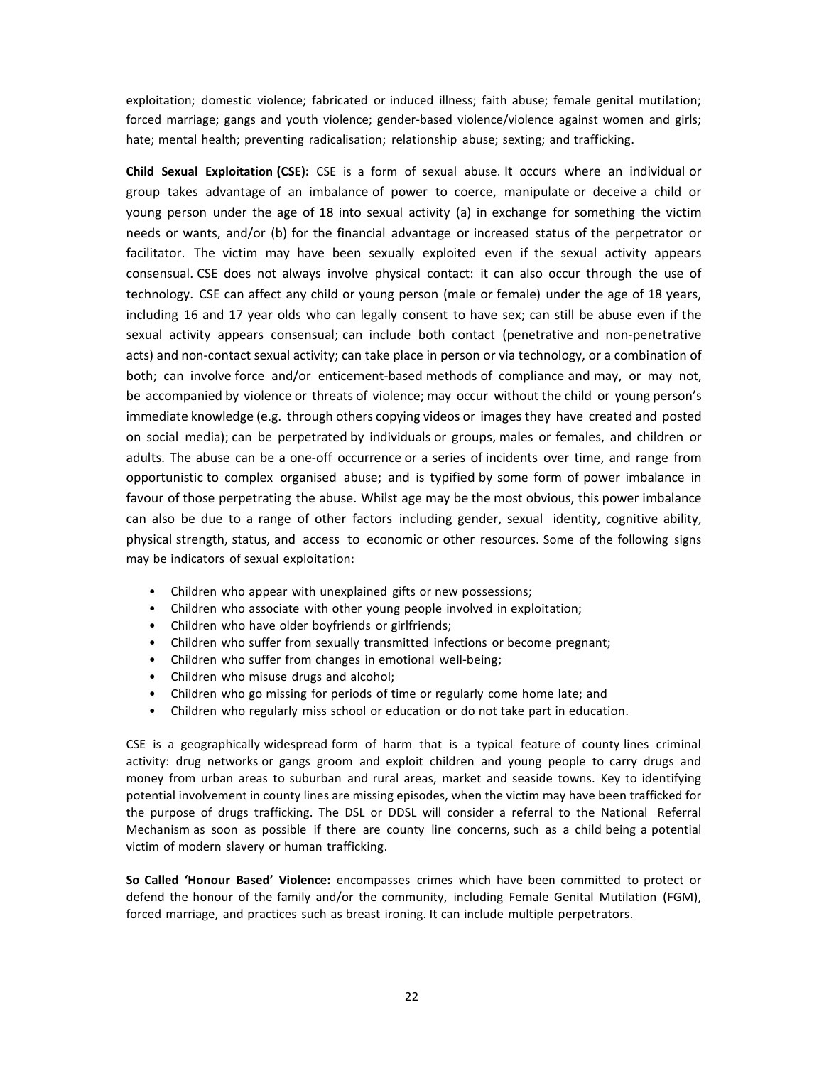exploitation; domestic violence; fabricated or induced illness; faith abuse; female genital mutilation; forced marriage; gangs and youth violence; gender-based violence/violence against women and girls; hate; mental health; preventing radicalisation; relationship abuse; sexting; and trafficking.

**Child Sexual Exploitation (CSE):** CSE is a form of sexual abuse. It occurs where an individual or group takes advantage of an imbalance of power to coerce, manipulate or deceive a child or young person under the age of 18 into sexual activity (a) in exchange for something the victim needs or wants, and/or (b) for the financial advantage or increased status of the perpetrator or facilitator. The victim may have been sexually exploited even if the sexual activity appears consensual. CSE does not always involve physical contact: it can also occur through the use of technology. CSE can affect any child or young person (male or female) under the age of 18 years, including 16 and 17 year olds who can legally consent to have sex; can still be abuse even if the sexual activity appears consensual; can include both contact (penetrative and non-penetrative acts) and non-contact sexual activity; can take place in person or via technology, or a combination of both; can involve force and/or enticement-based methods of compliance and may, or may not, be accompanied by violence or threats of violence; may occur without the child or young person's immediate knowledge (e.g. through others copying videos or images they have created and posted on social media); can be perpetrated by individuals or groups, males or females, and children or adults. The abuse can be a one-off occurrence or a series of incidents over time, and range from opportunistic to complex organised abuse; and is typified by some form of power imbalance in favour of those perpetrating the abuse. Whilst age may be the most obvious, this power imbalance can also be due to a range of other factors including gender, sexual identity, cognitive ability, physical strength, status, and access to economic or other resources. Some of the following signs may be indicators of sexual exploitation:

- Children who appear with unexplained gifts or new possessions;
- Children who associate with other young people involved in exploitation;
- Children who have older boyfriends or girlfriends;
- Children who suffer from sexually transmitted infections or become pregnant;
- Children who suffer from changes in emotional well-being;
- Children who misuse drugs and alcohol;
- Children who go missing for periods of time or regularly come home late; and
- Children who regularly miss school or education or do not take part in education.

CSE is a geographically widespread form of harm that is a typical feature of county lines criminal activity: drug networks or gangs groom and exploit children and young people to carry drugs and money from urban areas to suburban and rural areas, market and seaside towns. Key to identifying potential involvement in county lines are missing episodes, when the victim may have been trafficked for the purpose of drugs trafficking. The DSL or DDSL will consider a referral to the National Referral Mechanism as soon as possible if there are county line concerns, such as a child being a potential victim of modern slavery or human trafficking.

**So Called 'Honour Based' Violence:** encompasses crimes which have been committed to protect or defend the honour of the family and/or the community, including Female Genital Mutilation (FGM), forced marriage, and practices such as breast ironing. It can include multiple perpetrators.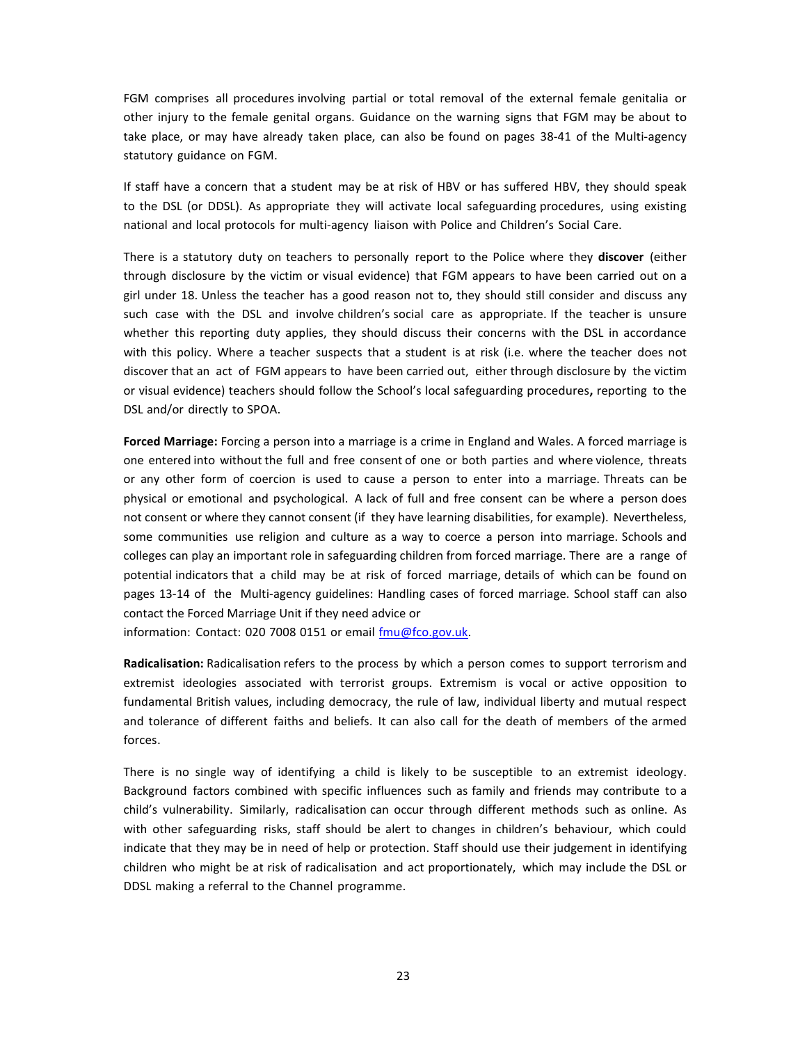FGM comprises all procedures involving partial or total removal of the external female genitalia or other injury to the female genital organs. Guidance on the warning signs that FGM may be about to take place, or may have already taken place, can also be found on pages 38-41 of the Multi-agency statutory guidance on FGM.

If staff have a concern that a student may be at risk of HBV or has suffered HBV, they should speak to the DSL (or DDSL). As appropriate they will activate local safeguarding procedures, using existing national and local protocols for multi-agency liaison with Police and Children's Social Care.

There is a statutory duty on teachers to personally report to the Police where they **discover** (either through disclosure by the victim or visual evidence) that FGM appears to have been carried out on a girl under 18. Unless the teacher has a good reason not to, they should still consider and discuss any such case with the DSL and involve children's social care as appropriate. If the teacher is unsure whether this reporting duty applies, they should discuss their concerns with the DSL in accordance with this policy. Where a teacher suspects that a student is at risk (i.e. where the teacher does not discover that an act of FGM appears to have been carried out, either through disclosure by the victim or visual evidence) teachers should follow the School's local safeguarding procedures**,** reporting to the DSL and/or directly to SPOA.

**Forced Marriage:** Forcing a person into a marriage is a crime in England and Wales. A forced marriage is one entered into without the full and free consent of one or both parties and where violence, threats or any other form of coercion is used to cause a person to enter into a marriage. Threats can be physical or emotional and psychological. A lack of full and free consent can be where a person does not consent or where they cannot consent (if they have learning disabilities, for example). Nevertheless, some communities use religion and culture as a way to coerce a person into marriage. Schools and colleges can play an important role in safeguarding children from forced marriage. There are a range of potential indicators that a child may be at risk of forced marriage, details of which can be found on pages 13-14 of the Multi-agency guidelines: Handling cases of forced marriage. School staff can also contact the Forced Marriage Unit if they need advice or information: Contact: 020 7008 0151 or email fmu@fco.gov.uk.

**Radicalisation:** Radicalisation refers to the process by which a person comes to support terrorism and extremist ideologies associated with terrorist groups. Extremism is vocal or active opposition to fundamental British values, including democracy, the rule of law, individual liberty and mutual respect and tolerance of different faiths and beliefs. It can also call for the death of members of the armed forces.

There is no single way of identifying a child is likely to be susceptible to an extremist ideology. Background factors combined with specific influences such as family and friends may contribute to a child's vulnerability. Similarly, radicalisation can occur through different methods such as online. As with other safeguarding risks, staff should be alert to changes in children's behaviour, which could indicate that they may be in need of help or protection. Staff should use their judgement in identifying children who might be at risk of radicalisation and act proportionately, which may include the DSL or DDSL making a referral to the Channel programme.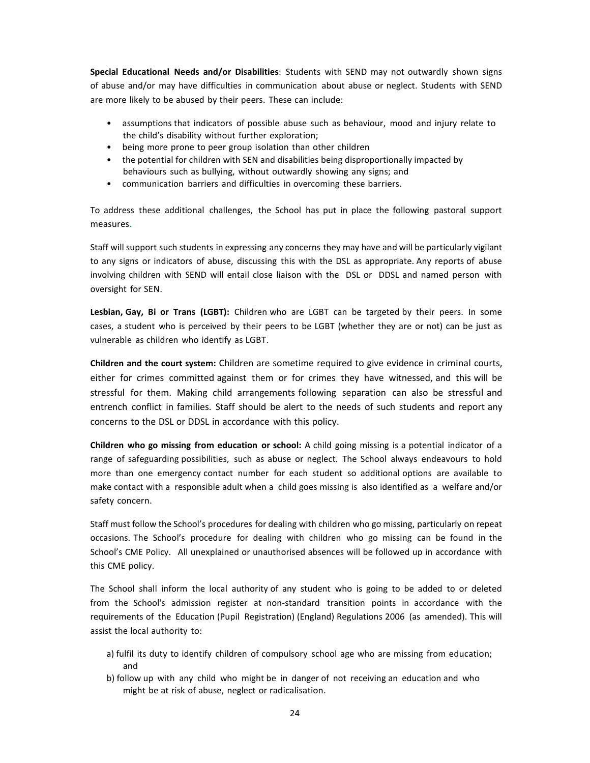**Special Educational Needs and/or Disabilities**: Students with SEND may not outwardly shown signs of abuse and/or may have difficulties in communication about abuse or neglect. Students with SEND are more likely to be abused by their peers. These can include:

- assumptions that indicators of possible abuse such as behaviour, mood and injury relate to the child's disability without further exploration;
- being more prone to peer group isolation than other children
- the potential for children with SEN and disabilities being disproportionally impacted by behaviours such as bullying, without outwardly showing any signs; and
- communication barriers and difficulties in overcoming these barriers.

To address these additional challenges, the School has put in place the following pastoral support measures.

Staff will support such students in expressing any concerns they may have and will be particularly vigilant to any signs or indicators of abuse, discussing this with the DSL as appropriate. Any reports of abuse involving children with SEND will entail close liaison with the DSL or DDSL and named person with oversight for SEN.

**Lesbian, Gay, Bi or Trans (LGBT):** Children who are LGBT can be targeted by their peers. In some cases, a student who is perceived by their peers to be LGBT (whether they are or not) can be just as vulnerable as children who identify as LGBT.

**Children and the court system:** Children are sometime required to give evidence in criminal courts, either for crimes committed against them or for crimes they have witnessed, and this will be stressful for them. Making child arrangements following separation can also be stressful and entrench conflict in families. Staff should be alert to the needs of such students and report any concerns to the DSL or DDSL in accordance with this policy.

**Children who go missing from education or school:** A child going missing is a potential indicator of a range of safeguarding possibilities, such as abuse or neglect. The School always endeavours to hold more than one emergency contact number for each student so additional options are available to make contact with a responsible adult when a child goes missing is also identified as a welfare and/or safety concern.

Staff must follow the School's procedures for dealing with children who go missing, particularly on repeat occasions. The School's procedure for dealing with children who go missing can be found in the School's CME Policy. All unexplained or unauthorised absences will be followed up in accordance with this CME policy.

The School shall inform the local authority of any student who is going to be added to or deleted from the School's admission register at non-standard transition points in accordance with the requirements of the Education (Pupil Registration) (England) Regulations 2006 (as amended). This will assist the local authority to:

a) fulfil its duty to identify children of compulsory school age who are missing from education; and
b) follow up with any child who might be in danger of not receiving an education and who might be at risk of abuse, neglect or radicalisation.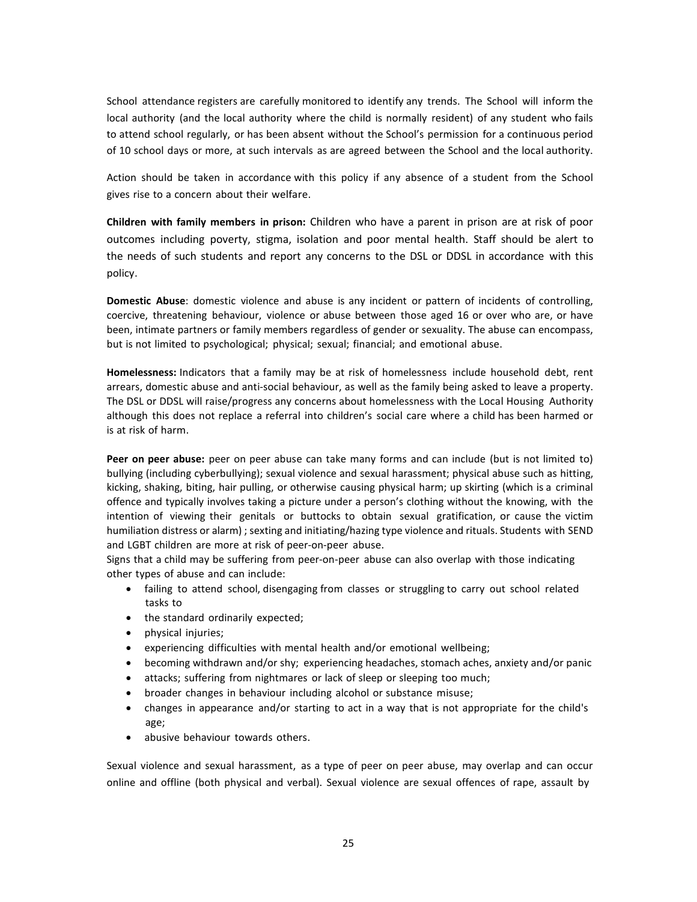School attendance registers are carefully monitored to identify any trends. The School will inform the local authority (and the local authority where the child is normally resident) of any student who fails to attend school regularly, or has been absent without the School's permission for a continuous period of 10 school days or more, at such intervals as are agreed between the School and the local authority.

Action should be taken in accordance with this policy if any absence of a student from the School gives rise to a concern about their welfare.

**Children with family members in prison:** Children who have a parent in prison are at risk of poor outcomes including poverty, stigma, isolation and poor mental health. Staff should be alert to the needs of such students and report any concerns to the DSL or DDSL in accordance with this policy.

**Domestic Abuse**: domestic violence and abuse is any incident or pattern of incidents of controlling, coercive, threatening behaviour, violence or abuse between those aged 16 or over who are, or have been, intimate partners or family members regardless of gender or sexuality. The abuse can encompass, but is not limited to psychological; physical; sexual; financial; and emotional abuse.

**Homelessness:** Indicators that a family may be at risk of homelessness include household debt, rent arrears, domestic abuse and anti-social behaviour, as well as the family being asked to leave a property. The DSL or DDSL will raise/progress any concerns about homelessness with the Local Housing Authority although this does not replace a referral into children's social care where a child has been harmed or is at risk of harm.

**Peer on peer abuse:** peer on peer abuse can take many forms and can include (but is not limited to) bullying (including cyberbullying); sexual violence and sexual harassment; physical abuse such as hitting, kicking, shaking, biting, hair pulling, or otherwise causing physical harm; up skirting (which is a criminal offence and typically involves taking a picture under a person's clothing without the knowing, with the intention of viewing their genitals or buttocks to obtain sexual gratification, or cause the victim humiliation distress or alarm) ; sexting and initiating/hazing type violence and rituals. Students with SEND and LGBT children are more at risk of peer-on-peer abuse.
Signs that a child may be suffering from peer-on-peer abuse can also overlap with those indicating other types of abuse and can include:

- failing to attend school, disengaging from classes or struggling to carry out school related tasks to
- the standard ordinarily expected;
- physical injuries;
- experiencing difficulties with mental health and/or emotional wellbeing;
- becoming withdrawn and/or shy; experiencing headaches, stomach aches, anxiety and/or panic
- attacks; suffering from nightmares or lack of sleep or sleeping too much;
- broader changes in behaviour including alcohol or substance misuse;
- changes in appearance and/or starting to act in a way that is not appropriate for the child's age;
- abusive behaviour towards others.

Sexual violence and sexual harassment, as a type of peer on peer abuse, may overlap and can occur online and offline (both physical and verbal). Sexual violence are sexual offences of rape, assault by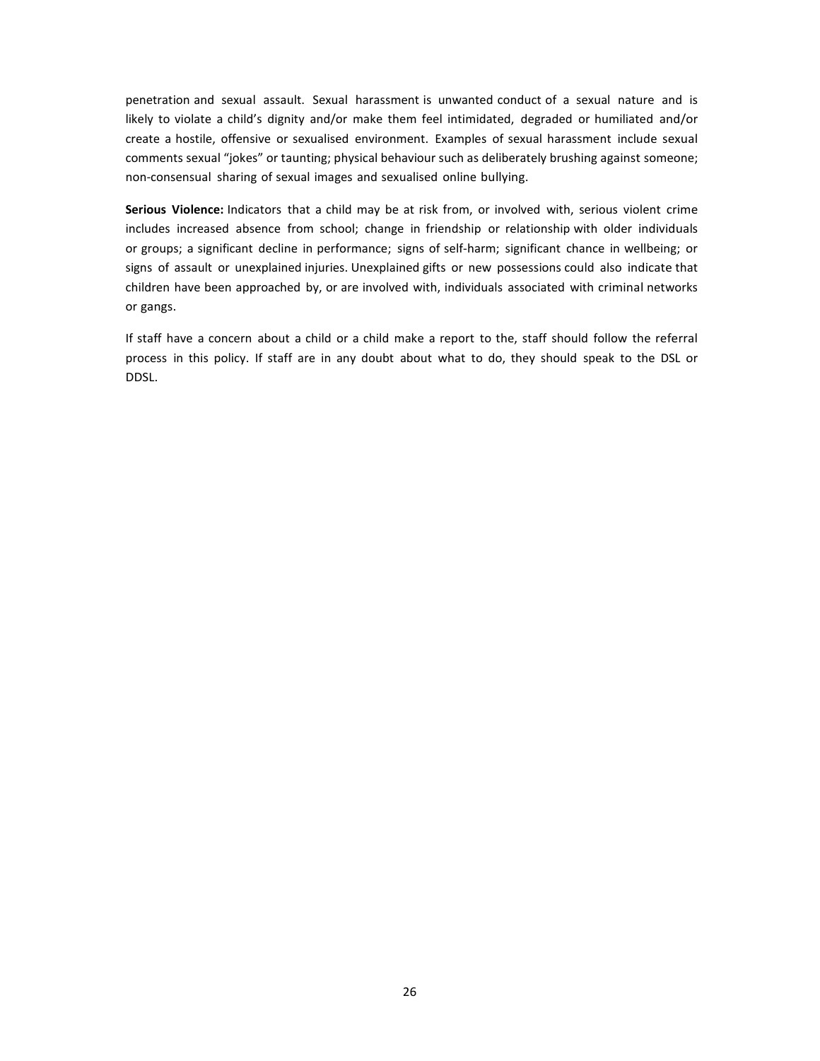penetration and sexual assault. Sexual harassment is unwanted conduct of a sexual nature and is likely to violate a child's dignity and/or make them feel intimidated, degraded or humiliated and/or create a hostile, offensive or sexualised environment. Examples of sexual harassment include sexual comments sexual "jokes" or taunting; physical behaviour such as deliberately brushing against someone; non-consensual sharing of sexual images and sexualised online bullying.

**Serious Violence:** Indicators that a child may be at risk from, or involved with, serious violent crime includes increased absence from school; change in friendship or relationship with older individuals or groups; a significant decline in performance; signs of self-harm; significant chance in wellbeing; or signs of assault or unexplained injuries. Unexplained gifts or new possessions could also indicate that children have been approached by, or are involved with, individuals associated with criminal networks or gangs.

If staff have a concern about a child or a child make a report to the, staff should follow the referral process in this policy. If staff are in any doubt about what to do, they should speak to the DSL or DDSL.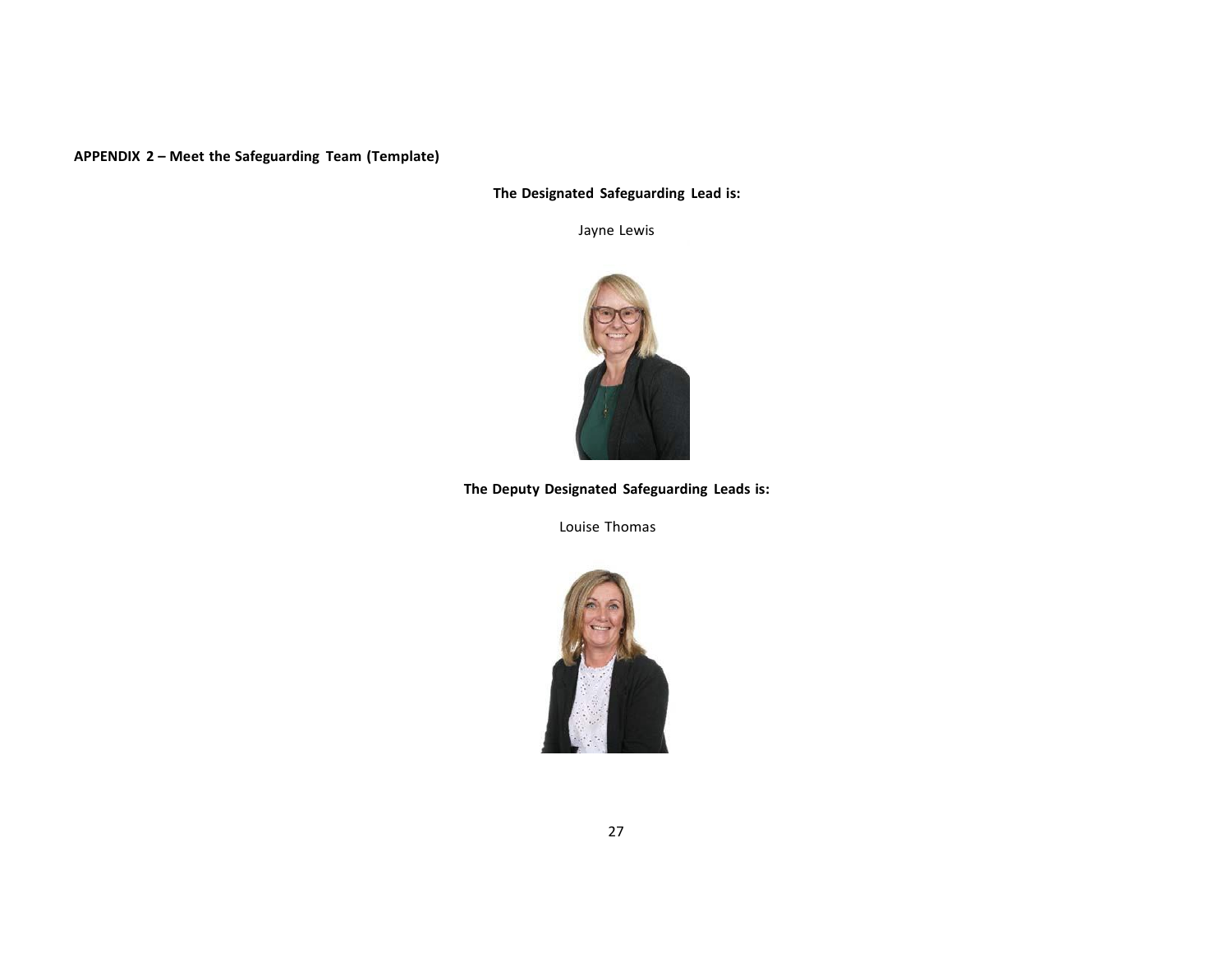**APPENDIX 2 – Meet the Safeguarding Team (Template)**

**The Designated Safeguarding Lead is:**

Jayne Lewis

**The Deputy Designated Safeguarding Leads is:**

Louise Thomas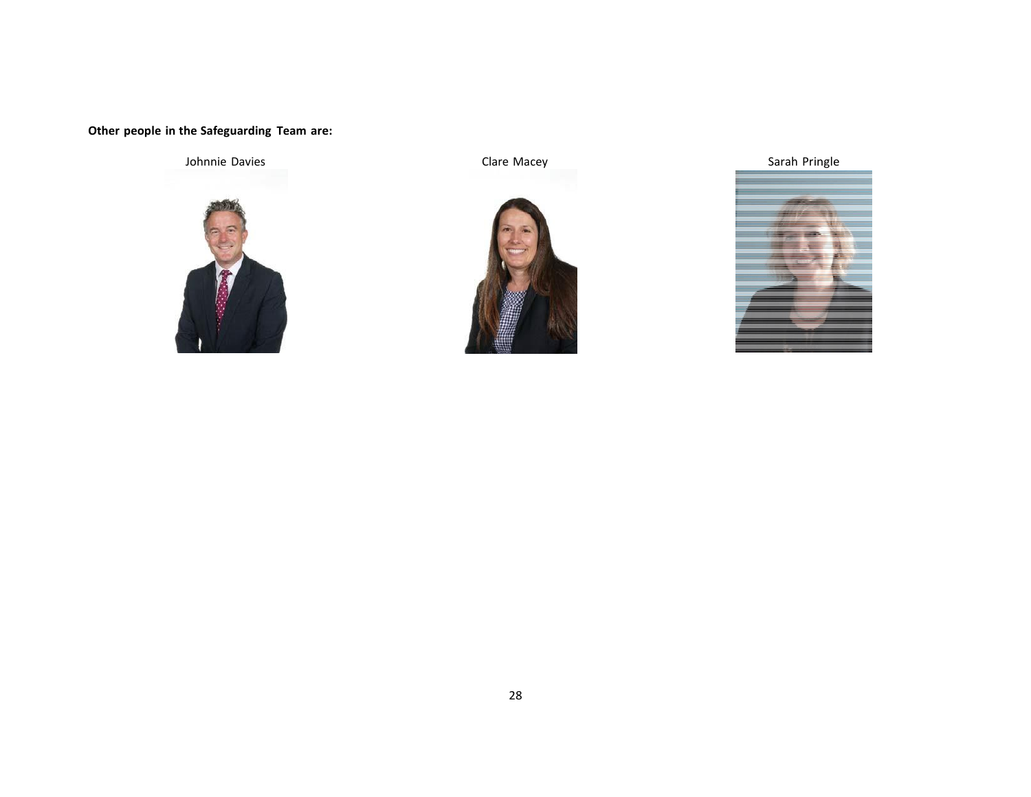**Other people in the Safeguarding Team are:**

Johnnie Davies

Clare Macey

Sarah Pringle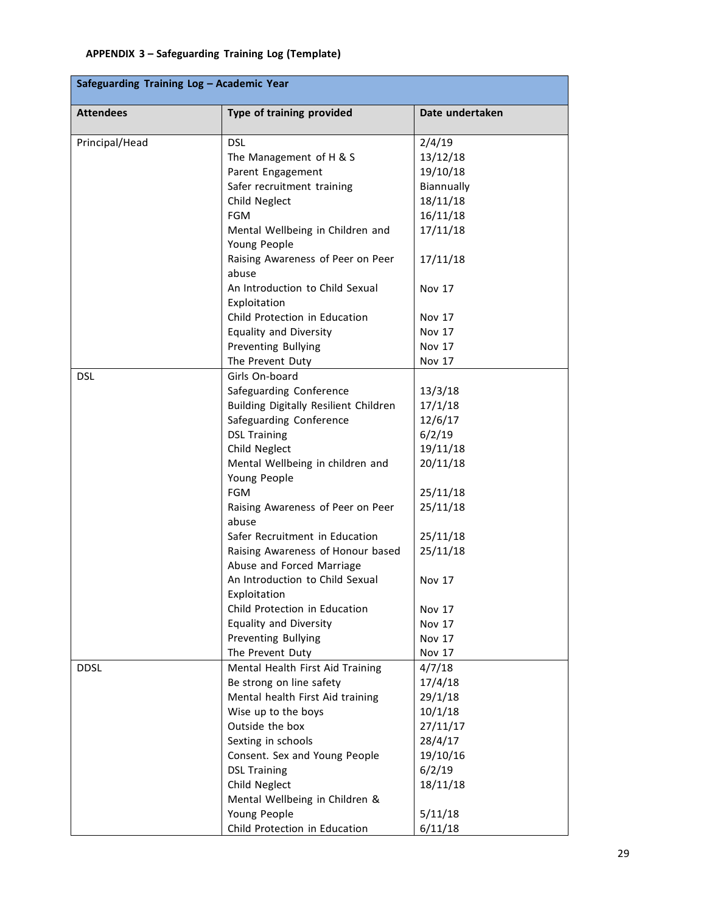**APPENDIX 3 – Safeguarding Training Log (Template)**

| Safeguarding Training Log – Academic Year | | |
|---|---|---|
| **Attendees** | **Type of training provided** | **Date undertaken** |
| Principal/Head | DSL | 2/4/19 |
| | The Management of H & S | 13/12/18 |
| | Parent Engagement | 19/10/18 |
| | Safer recruitment training | Biannually |
| | Child Neglect | 18/11/18 |
| | FGM | 16/11/18 |
| | Mental Wellbeing in Children and Young People | 17/11/18 |
| | Raising Awareness of Peer on Peer abuse | 17/11/18 |
| | An Introduction to Child Sexual Exploitation | Nov 17 |
| | Child Protection in Education | Nov 17 |
| | Equality and Diversity | Nov 17 |
| | Preventing Bullying | Nov 17 |
| | The Prevent Duty | Nov 17 |
| DSL | Girls On-board | |
| | Safeguarding Conference | 13/3/18 |
| | Building Digitally Resilient Children | 17/1/18 |
| | Safeguarding Conference | 12/6/17 |
| | DSL Training | 6/2/19 |
| | Child Neglect | 19/11/18 |
| | Mental Wellbeing in children and Young People | 20/11/18 |
| | FGM | 25/11/18 |
| | Raising Awareness of Peer on Peer abuse | 25/11/18 |
| | Safer Recruitment in Education | 25/11/18 |
| | Raising Awareness of Honour based Abuse and Forced Marriage | 25/11/18 |
| | An Introduction to Child Sexual Exploitation | Nov 17 |
| | Child Protection in Education | Nov 17 |
| | Equality and Diversity | Nov 17 |
| | Preventing Bullying | Nov 17 |
| | The Prevent Duty | Nov 17 |
| DDSL | Mental Health First Aid Training | 4/7/18 |
| | Be strong on line safety | 17/4/18 |
| | Mental health First Aid training | 29/1/18 |
| | Wise up to the boys | 10/1/18 |
| | Outside the box | 27/11/17 |
| | Sexting in schools | 28/4/17 |
| | Consent. Sex and Young People | 19/10/16 |
| | DSL Training | 6/2/19 |
| | Child Neglect | 18/11/18 |
| | Mental Wellbeing in Children & Young People | 5/11/18 |
| | Child Protection in Education | 6/11/18 |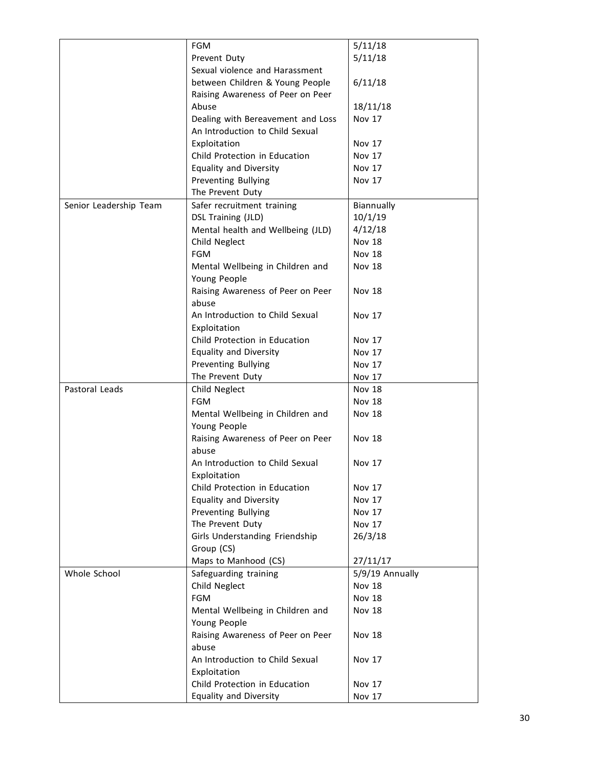| | | |
|---|---|---|
| | FGM | 5/11/18 |
| | Prevent Duty | 5/11/18 |
| | Sexual violence and Harassment between Children & Young People | 6/11/18 |
| | Raising Awareness of Peer on Peer Abuse | 18/11/18 |
| | Dealing with Bereavement and Loss | Nov 17 |
| | An Introduction to Child Sexual Exploitation | Nov 17 |
| | Child Protection in Education | Nov 17 |
| | Equality and Diversity | Nov 17 |
| | Preventing Bullying | Nov 17 |
| | The Prevent Duty | |
| Senior Leadership Team | Safer recruitment training | Biannually |
| | DSL Training (JLD) | 10/1/19 |
| | Mental health and Wellbeing (JLD) | 4/12/18 |
| | Child Neglect | Nov 18 |
| | FGM | Nov 18 |
| | Mental Wellbeing in Children and Young People | Nov 18 |
| | Raising Awareness of Peer on Peer abuse | Nov 18 |
| | An Introduction to Child Sexual Exploitation | Nov 17 |
| | Child Protection in Education | Nov 17 |
| | Equality and Diversity | Nov 17 |
| | Preventing Bullying | Nov 17 |
| | The Prevent Duty | Nov 17 |
| Pastoral Leads | Child Neglect | Nov 18 |
| | FGM | Nov 18 |
| | Mental Wellbeing in Children and Young People | Nov 18 |
| | Raising Awareness of Peer on Peer abuse | Nov 18 |
| | An Introduction to Child Sexual Exploitation | Nov 17 |
| | Child Protection in Education | Nov 17 |
| | Equality and Diversity | Nov 17 |
| | Preventing Bullying | Nov 17 |
| | The Prevent Duty | Nov 17 |
| | Girls Understanding Friendship Group (CS) | 26/3/18 |
| | Maps to Manhood (CS) | 27/11/17 |
| Whole School | Safeguarding training | 5/9/19 Annually |
| | Child Neglect | Nov 18 |
| | FGM | Nov 18 |
| | Mental Wellbeing in Children and Young People | Nov 18 |
| | Raising Awareness of Peer on Peer abuse | Nov 18 |
| | An Introduction to Child Sexual Exploitation | Nov 17 |
| | Child Protection in Education | Nov 17 |
| | Equality and Diversity | Nov 17 |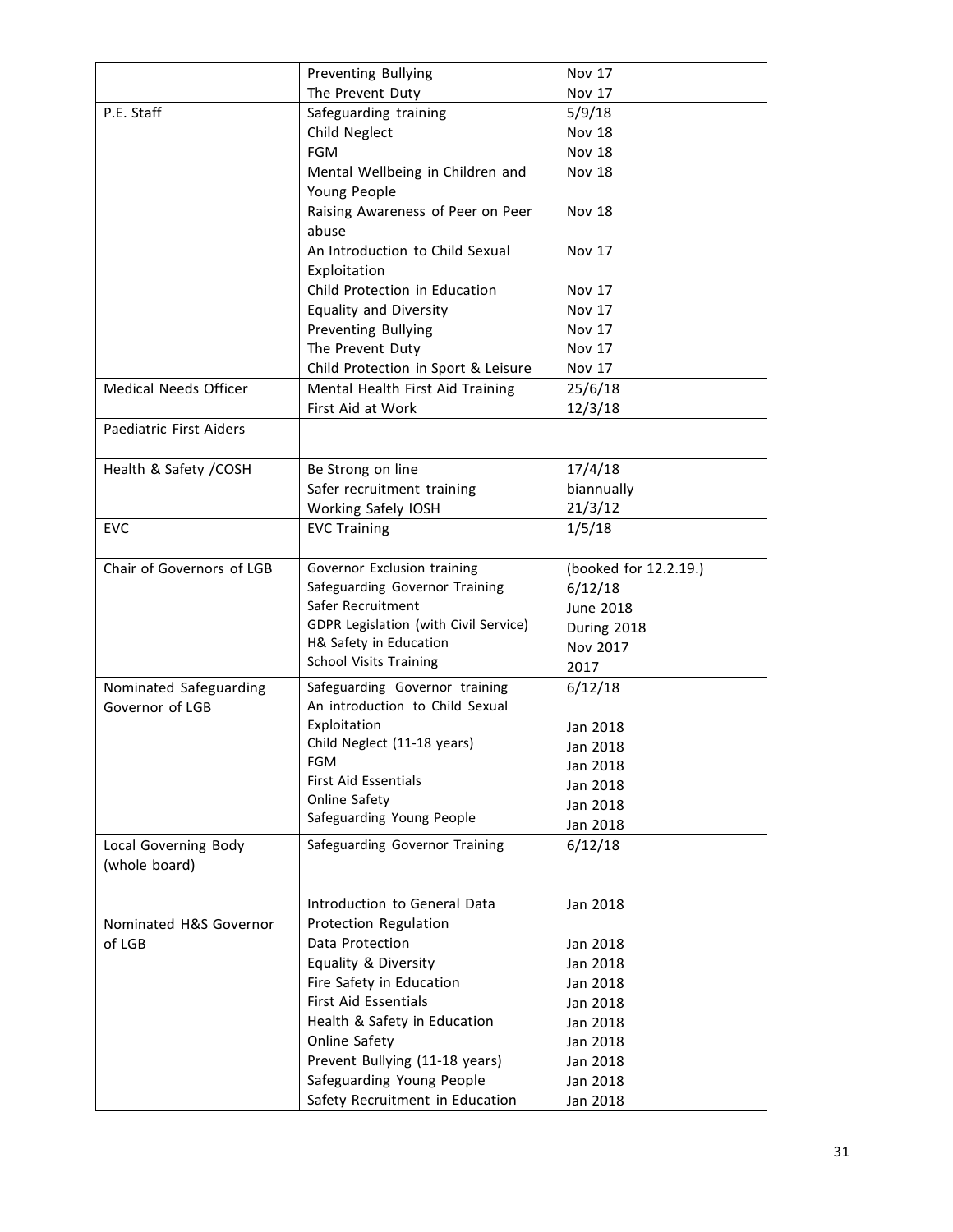| | | |
|---|---|---|
| | Preventing Bullying | Nov 17 |
| | The Prevent Duty | Nov 17 |
| P.E. Staff | Safeguarding training | 5/9/18 |
| | Child Neglect | Nov 18 |
| | FGM | Nov 18 |
| | Mental Wellbeing in Children and Young People | Nov 18 |
| | Raising Awareness of Peer on Peer abuse | Nov 18 |
| | An Introduction to Child Sexual Exploitation | Nov 17 |
| | Child Protection in Education | Nov 17 |
| | Equality and Diversity | Nov 17 |
| | Preventing Bullying | Nov 17 |
| | The Prevent Duty | Nov 17 |
| | Child Protection in Sport & Leisure | Nov 17 |
| Medical Needs Officer | Mental Health First Aid Training | 25/6/18 |
| | First Aid at Work | 12/3/18 |
| Paediatric First Aiders | | |
| Health & Safety /COSH | Be Strong on line | 17/4/18 |
| | Safer recruitment training | biannually |
| | Working Safely IOSH | 21/3/12 |
| EVC | EVC Training | 1/5/18 |
| Chair of Governors of LGB | Governor Exclusion training | (booked for 12.2.19.) |
| | Safeguarding Governor Training | 6/12/18 |
| | Safer Recruitment | June 2018 |
| | GDPR Legislation (with Civil Service) | During 2018 |
| | H& Safety in Education | Nov 2017 |
| | School Visits Training | 2017 |
| Nominated Safeguarding Governor of LGB | Safeguarding Governor training | 6/12/18 |
| | An introduction to Child Sexual Exploitation | Jan 2018 |
| | Child Neglect (11-18 years) | Jan 2018 |
| | FGM | Jan 2018 |
| | First Aid Essentials | Jan 2018 |
| | Online Safety | Jan 2018 |
| | Safeguarding Young People | Jan 2018 |
| Local Governing Body (whole board) | Safeguarding Governor Training | 6/12/18 |
| Nominated H&S Governor of LGB | Introduction to General Data Protection Regulation | Jan 2018 |
| | Data Protection | Jan 2018 |
| | Equality & Diversity | Jan 2018 |
| | Fire Safety in Education | Jan 2018 |
| | First Aid Essentials | Jan 2018 |
| | Health & Safety in Education | Jan 2018 |
| | Online Safety | Jan 2018 |
| | Prevent Bullying (11-18 years) | Jan 2018 |
| | Safeguarding Young People | Jan 2018 |
| | Safety Recruitment in Education | Jan 2018 |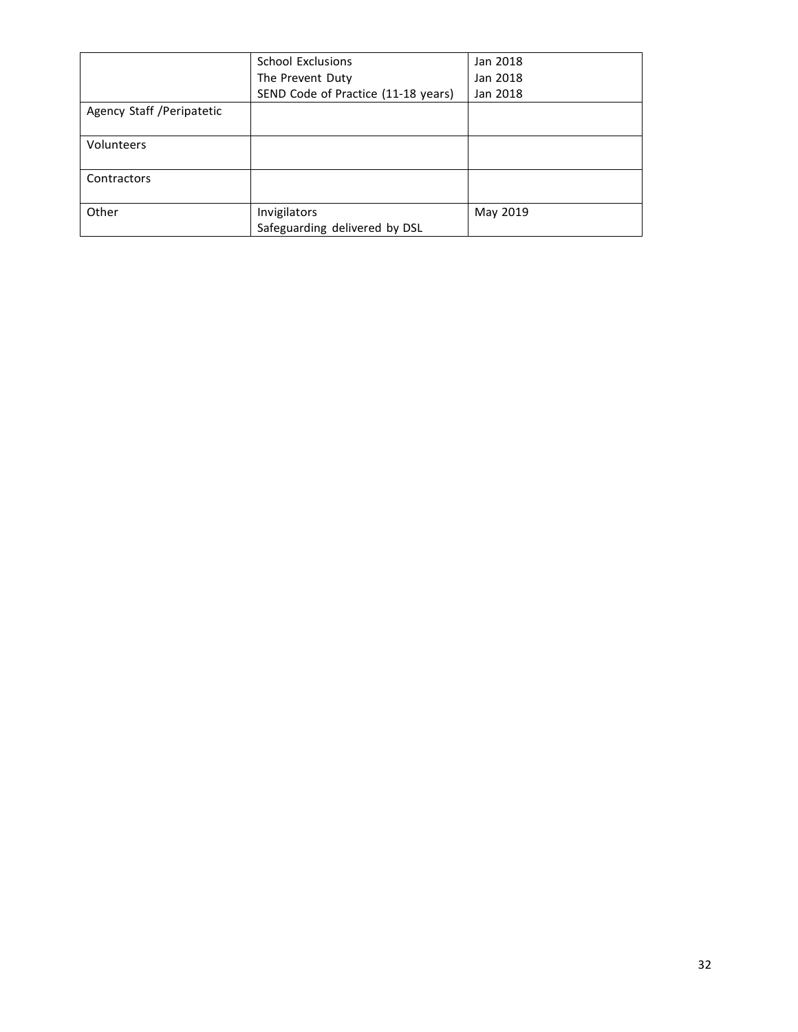| | | |
|---|---|---|
| | School Exclusions<br>The Prevent Duty<br>SEND Code of Practice (11-18 years) | Jan 2018<br>Jan 2018<br>Jan 2018 |
| Agency Staff /Peripatetic | | |
| Volunteers | | |
| Contractors | | |
| Other | Invigilators<br>Safeguarding delivered by DSL | May 2019 |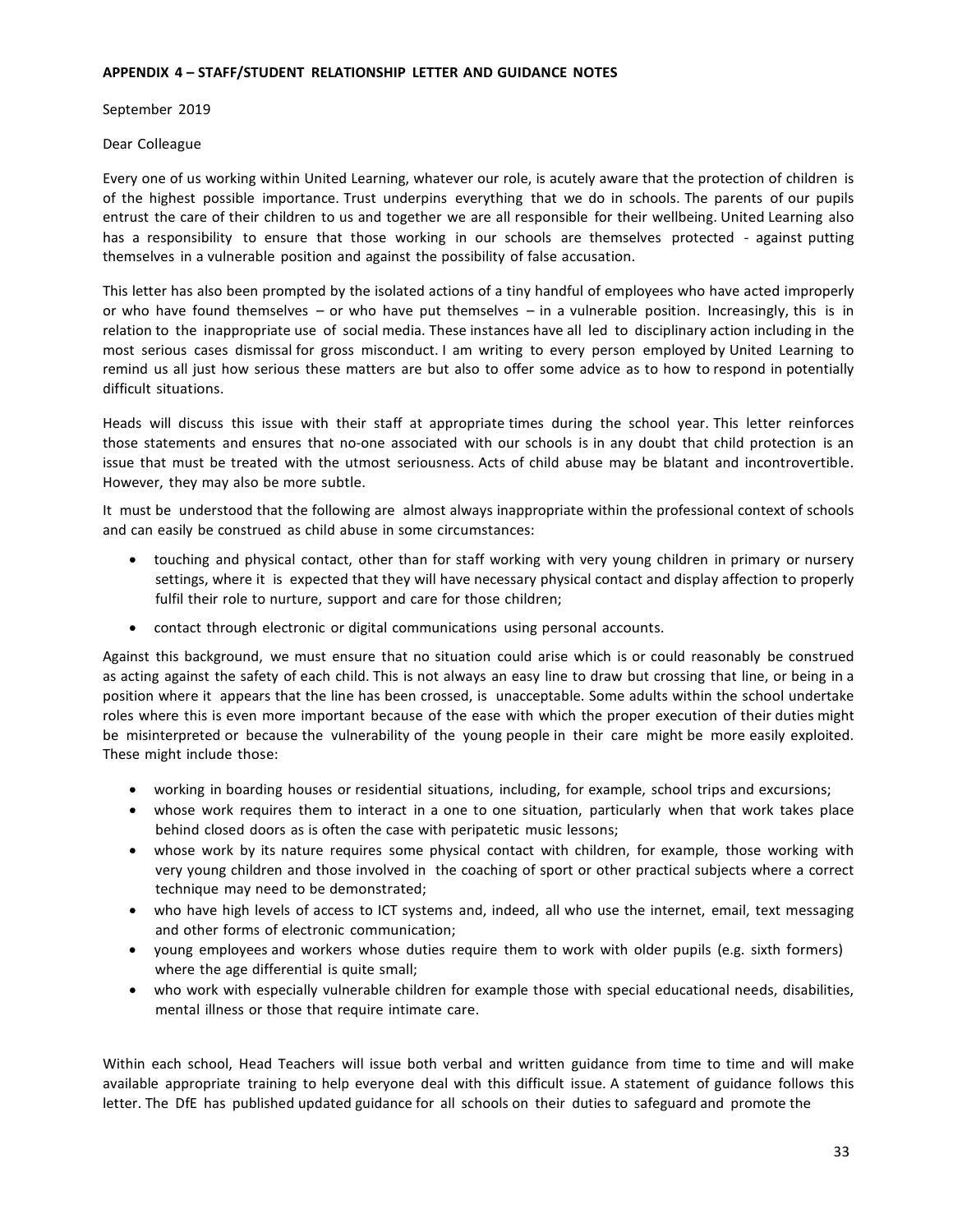**APPENDIX 4 – STAFF/STUDENT RELATIONSHIP LETTER AND GUIDANCE NOTES**

September 2019

Dear Colleague

Every one of us working within United Learning, whatever our role, is acutely aware that the protection of children is of the highest possible importance. Trust underpins everything that we do in schools. The parents of our pupils entrust the care of their children to us and together we are all responsible for their wellbeing. United Learning also has a responsibility to ensure that those working in our schools are themselves protected - against putting themselves in a vulnerable position and against the possibility of false accusation.

This letter has also been prompted by the isolated actions of a tiny handful of employees who have acted improperly or who have found themselves – or who have put themselves – in a vulnerable position. Increasingly, this is in relation to the inappropriate use of social media. These instances have all led to disciplinary action including in the most serious cases dismissal for gross misconduct. I am writing to every person employed by United Learning to remind us all just how serious these matters are but also to offer some advice as to how to respond in potentially difficult situations.

Heads will discuss this issue with their staff at appropriate times during the school year. This letter reinforces those statements and ensures that no-one associated with our schools is in any doubt that child protection is an issue that must be treated with the utmost seriousness. Acts of child abuse may be blatant and incontrovertible. However, they may also be more subtle.

It must be understood that the following are almost always inappropriate within the professional context of schools and can easily be construed as child abuse in some circumstances:

- touching and physical contact, other than for staff working with very young children in primary or nursery settings, where it is expected that they will have necessary physical contact and display affection to properly fulfil their role to nurture, support and care for those children;
- contact through electronic or digital communications using personal accounts.

Against this background, we must ensure that no situation could arise which is or could reasonably be construed as acting against the safety of each child. This is not always an easy line to draw but crossing that line, or being in a position where it appears that the line has been crossed, is unacceptable. Some adults within the school undertake roles where this is even more important because of the ease with which the proper execution of their duties might be misinterpreted or because the vulnerability of the young people in their care might be more easily exploited. These might include those:

- working in boarding houses or residential situations, including, for example, school trips and excursions;
- whose work requires them to interact in a one to one situation, particularly when that work takes place behind closed doors as is often the case with peripatetic music lessons;
- whose work by its nature requires some physical contact with children, for example, those working with very young children and those involved in the coaching of sport or other practical subjects where a correct technique may need to be demonstrated;
- who have high levels of access to ICT systems and, indeed, all who use the internet, email, text messaging and other forms of electronic communication;
- young employees and workers whose duties require them to work with older pupils (e.g. sixth formers) where the age differential is quite small;
- who work with especially vulnerable children for example those with special educational needs, disabilities, mental illness or those that require intimate care.

Within each school, Head Teachers will issue both verbal and written guidance from time to time and will make available appropriate training to help everyone deal with this difficult issue. A statement of guidance follows this letter. The DfE has published updated guidance for all schools on their duties to safeguard and promote the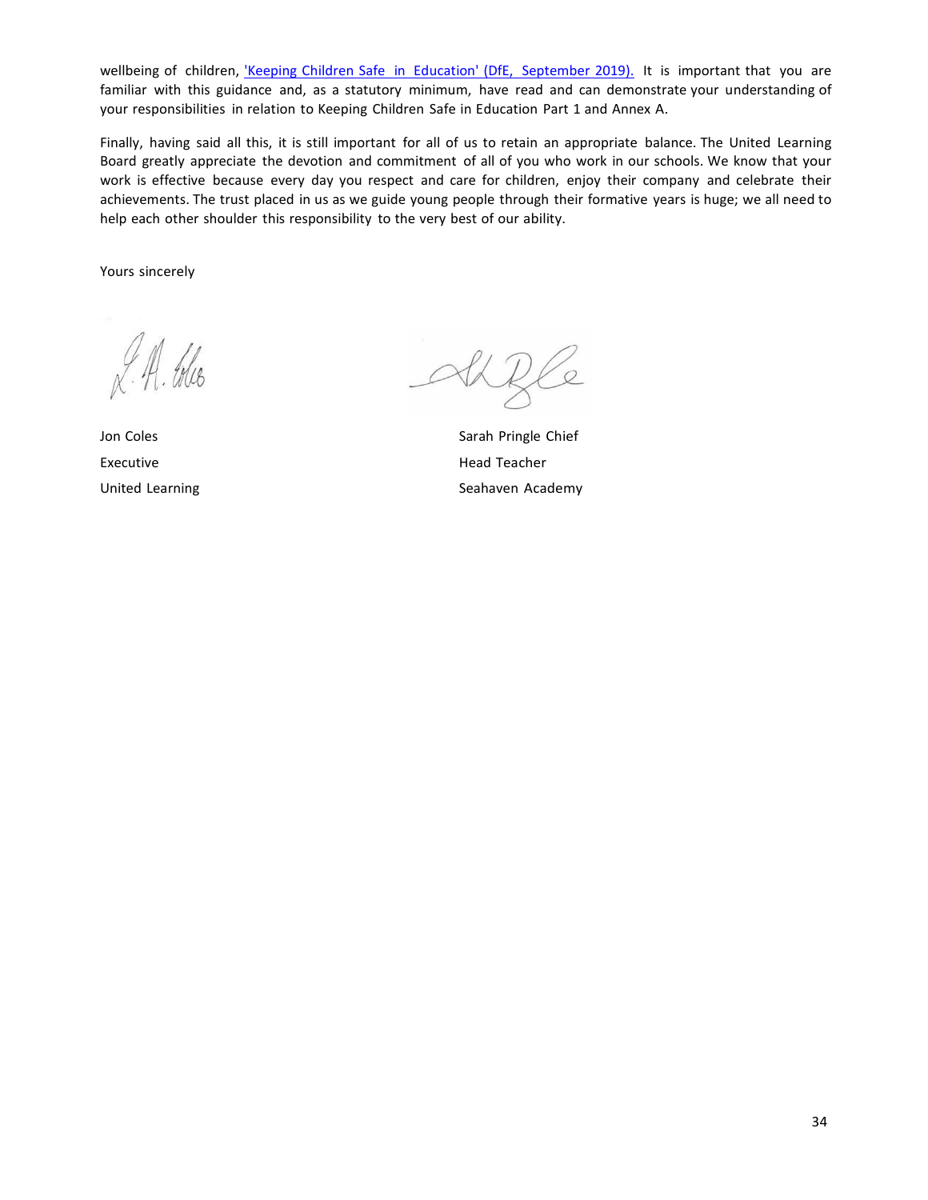wellbeing of children, ['Keeping Children Safe in Education' (DfE, September 2019).](#) It is important that you are familiar with this guidance and, as a statutory minimum, have read and can demonstrate your understanding of your responsibilities in relation to Keeping Children Safe in Education Part 1 and Annex A.

Finally, having said all this, it is still important for all of us to retain an appropriate balance. The United Learning Board greatly appreciate the devotion and commitment of all of you who work in our schools. We know that your work is effective because every day you respect and care for children, enjoy their company and celebrate their achievements. The trust placed in us as we guide young people through their formative years is huge; we all need to help each other shoulder this responsibility to the very best of our ability.

Yours sincerely

Jon Coles
Executive
United Learning

Sarah Pringle Chief
Head Teacher
Seahaven Academy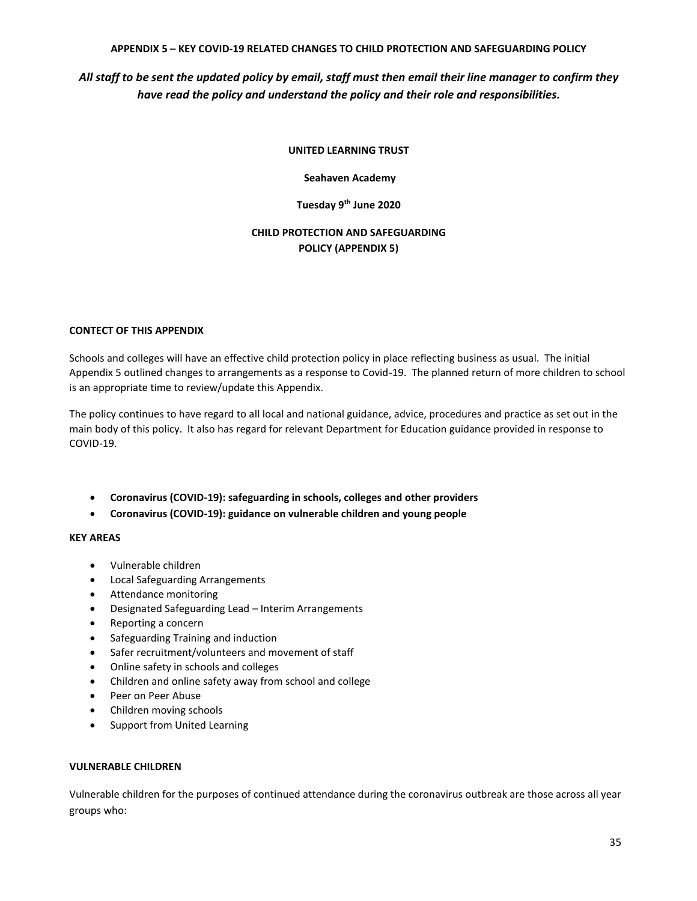**APPENDIX 5 – KEY COVID-19 RELATED CHANGES TO CHILD PROTECTION AND SAFEGUARDING POLICY**

***All staff to be sent the updated policy by email, staff must then email their line manager to confirm they have read the policy and understand the policy and their role and responsibilities.***

**UNITED LEARNING TRUST**

**Seahaven Academy**

**Tuesday 9th June 2020**

**CHILD PROTECTION AND SAFEGUARDING POLICY (APPENDIX 5)**

**CONTECT OF THIS APPENDIX**

Schools and colleges will have an effective child protection policy in place reflecting business as usual. The initial Appendix 5 outlined changes to arrangements as a response to Covid-19. The planned return of more children to school is an appropriate time to review/update this Appendix.

The policy continues to have regard to all local and national guidance, advice, procedures and practice as set out in the main body of this policy. It also has regard for relevant Department for Education guidance provided in response to COVID-19.

- **Coronavirus (COVID-19): safeguarding in schools, colleges and other providers**
- **Coronavirus (COVID-19): guidance on vulnerable children and young people**

**KEY AREAS**

- Vulnerable children
- Local Safeguarding Arrangements
- Attendance monitoring
- Designated Safeguarding Lead – Interim Arrangements
- Reporting a concern
- Safeguarding Training and induction
- Safer recruitment/volunteers and movement of staff
- Online safety in schools and colleges
- Children and online safety away from school and college
- Peer on Peer Abuse
- Children moving schools
- Support from United Learning

**VULNERABLE CHILDREN**

Vulnerable children for the purposes of continued attendance during the coronavirus outbreak are those across all year groups who: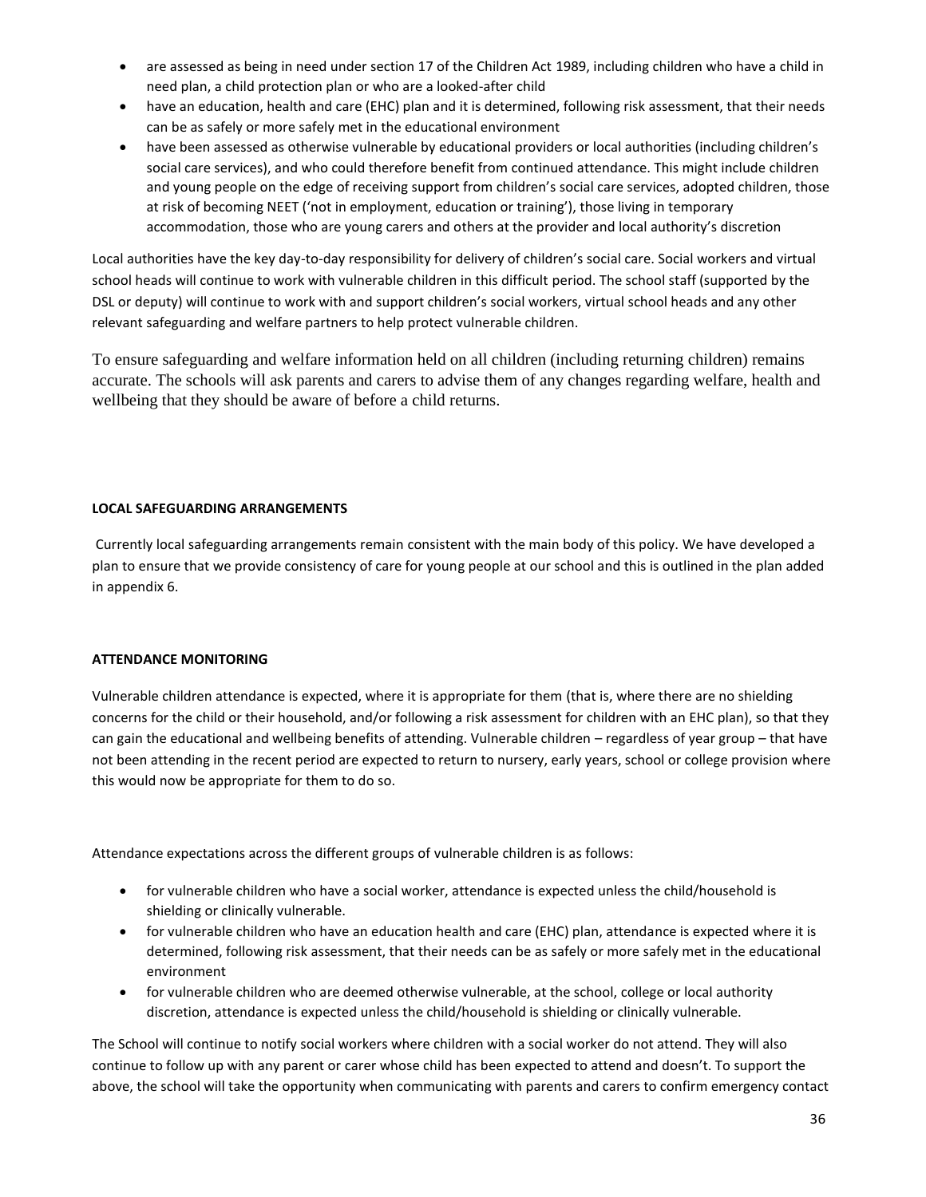- are assessed as being in need under section 17 of the Children Act 1989, including children who have a child in need plan, a child protection plan or who are a looked-after child
- have an education, health and care (EHC) plan and it is determined, following risk assessment, that their needs can be as safely or more safely met in the educational environment
- have been assessed as otherwise vulnerable by educational providers or local authorities (including children's social care services), and who could therefore benefit from continued attendance. This might include children and young people on the edge of receiving support from children's social care services, adopted children, those at risk of becoming NEET ('not in employment, education or training'), those living in temporary accommodation, those who are young carers and others at the provider and local authority's discretion

Local authorities have the key day-to-day responsibility for delivery of children's social care. Social workers and virtual school heads will continue to work with vulnerable children in this difficult period. The school staff (supported by the DSL or deputy) will continue to work with and support children's social workers, virtual school heads and any other relevant safeguarding and welfare partners to help protect vulnerable children.

To ensure safeguarding and welfare information held on all children (including returning children) remains accurate. The schools will ask parents and carers to advise them of any changes regarding welfare, health and wellbeing that they should be aware of before a child returns.

**LOCAL SAFEGUARDING ARRANGEMENTS**

Currently local safeguarding arrangements remain consistent with the main body of this policy. We have developed a plan to ensure that we provide consistency of care for young people at our school and this is outlined in the plan added in appendix 6.

**ATTENDANCE MONITORING**

Vulnerable children attendance is expected, where it is appropriate for them (that is, where there are no shielding concerns for the child or their household, and/or following a risk assessment for children with an EHC plan), so that they can gain the educational and wellbeing benefits of attending. Vulnerable children – regardless of year group – that have not been attending in the recent period are expected to return to nursery, early years, school or college provision where this would now be appropriate for them to do so.

Attendance expectations across the different groups of vulnerable children is as follows:

- for vulnerable children who have a social worker, attendance is expected unless the child/household is shielding or clinically vulnerable.
- for vulnerable children who have an education health and care (EHC) plan, attendance is expected where it is determined, following risk assessment, that their needs can be as safely or more safely met in the educational environment
- for vulnerable children who are deemed otherwise vulnerable, at the school, college or local authority discretion, attendance is expected unless the child/household is shielding or clinically vulnerable.

The School will continue to notify social workers where children with a social worker do not attend. They will also continue to follow up with any parent or carer whose child has been expected to attend and doesn't. To support the above, the school will take the opportunity when communicating with parents and carers to confirm emergency contact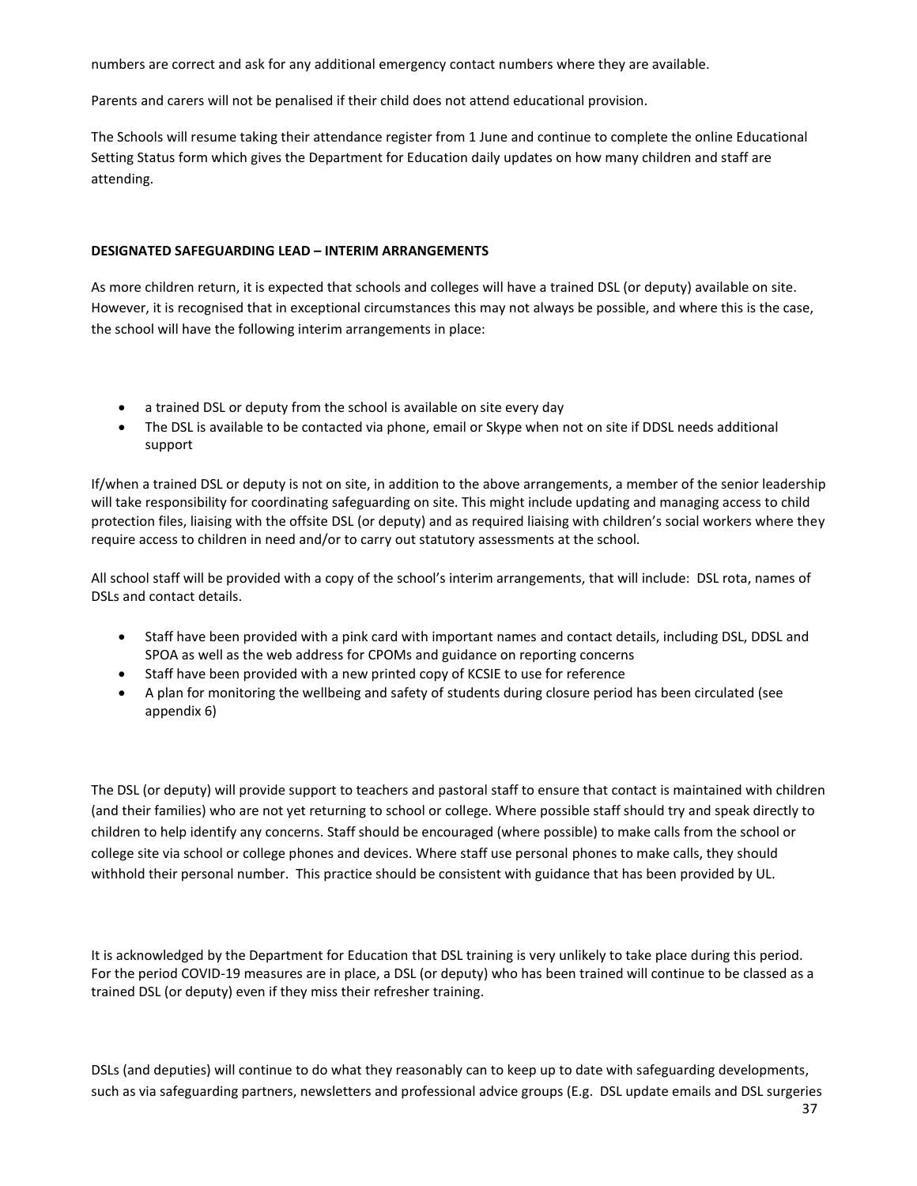numbers are correct and ask for any additional emergency contact numbers where they are available.

Parents and carers will not be penalised if their child does not attend educational provision.

The Schools will resume taking their attendance register from 1 June and continue to complete the online Educational Setting Status form which gives the Department for Education daily updates on how many children and staff are attending.

**DESIGNATED SAFEGUARDING LEAD – INTERIM ARRANGEMENTS**

As more children return, it is expected that schools and colleges will have a trained DSL (or deputy) available on site. However, it is recognised that in exceptional circumstances this may not always be possible, and where this is the case, the school will have the following interim arrangements in place:

- a trained DSL or deputy from the school is available on site every day
- The DSL is available to be contacted via phone, email or Skype when not on site if DDSL needs additional support

If/when a trained DSL or deputy is not on site, in addition to the above arrangements, a member of the senior leadership will take responsibility for coordinating safeguarding on site. This might include updating and managing access to child protection files, liaising with the offsite DSL (or deputy) and as required liaising with children's social workers where they require access to children in need and/or to carry out statutory assessments at the school.

All school staff will be provided with a copy of the school's interim arrangements, that will include: DSL rota, names of DSLs and contact details.

- Staff have been provided with a pink card with important names and contact details, including DSL, DDSL and SPOA as well as the web address for CPOMs and guidance on reporting concerns
- Staff have been provided with a new printed copy of KCSIE to use for reference
- A plan for monitoring the wellbeing and safety of students during closure period has been circulated (see appendix 6)

The DSL (or deputy) will provide support to teachers and pastoral staff to ensure that contact is maintained with children (and their families) who are not yet returning to school or college. Where possible staff should try and speak directly to children to help identify any concerns. Staff should be encouraged (where possible) to make calls from the school or college site via school or college phones and devices. Where staff use personal phones to make calls, they should withhold their personal number. This practice should be consistent with guidance that has been provided by UL.

It is acknowledged by the Department for Education that DSL training is very unlikely to take place during this period. For the period COVID-19 measures are in place, a DSL (or deputy) who has been trained will continue to be classed as a trained DSL (or deputy) even if they miss their refresher training.

DSLs (and deputies) will continue to do what they reasonably can to keep up to date with safeguarding developments, such as via safeguarding partners, newsletters and professional advice groups (E.g. DSL update emails and DSL surgeries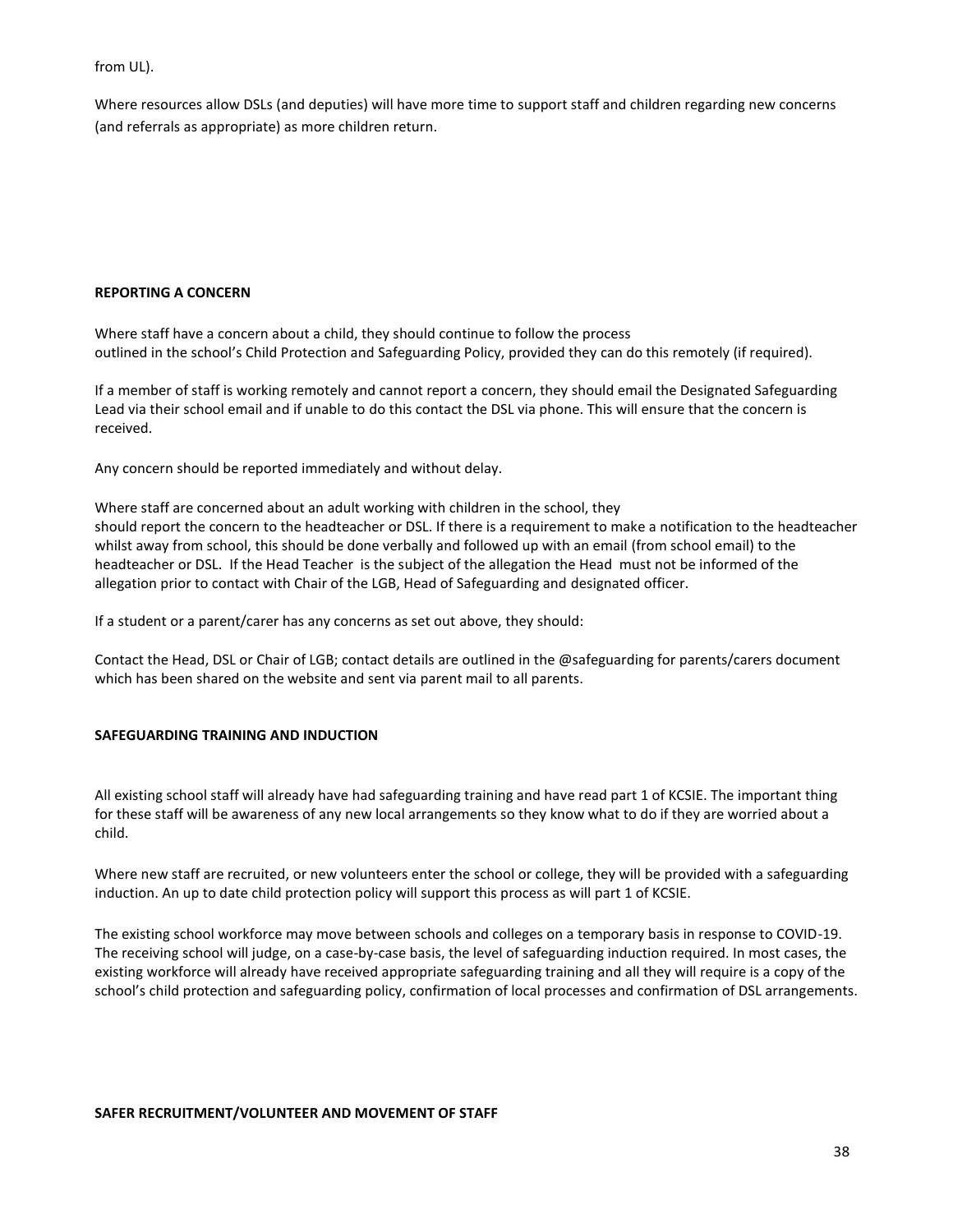from UL).

Where resources allow DSLs (and deputies) will have more time to support staff and children regarding new concerns (and referrals as appropriate) as more children return.

**REPORTING A CONCERN**

Where staff have a concern about a child, they should continue to follow the process outlined in the school's Child Protection and Safeguarding Policy, provided they can do this remotely (if required).

If a member of staff is working remotely and cannot report a concern, they should email the Designated Safeguarding Lead via their school email and if unable to do this contact the DSL via phone. This will ensure that the concern is received.

Any concern should be reported immediately and without delay.

Where staff are concerned about an adult working with children in the school, they should report the concern to the headteacher or DSL. If there is a requirement to make a notification to the headteacher whilst away from school, this should be done verbally and followed up with an email (from school email) to the headteacher or DSL. If the Head Teacher is the subject of the allegation the Head must not be informed of the allegation prior to contact with Chair of the LGB, Head of Safeguarding and designated officer.

If a student or a parent/carer has any concerns as set out above, they should:

Contact the Head, DSL or Chair of LGB; contact details are outlined in the @safeguarding for parents/carers document which has been shared on the website and sent via parent mail to all parents.

**SAFEGUARDING TRAINING AND INDUCTION**

All existing school staff will already have had safeguarding training and have read part 1 of KCSIE. The important thing for these staff will be awareness of any new local arrangements so they know what to do if they are worried about a child.

Where new staff are recruited, or new volunteers enter the school or college, they will be provided with a safeguarding induction. An up to date child protection policy will support this process as will part 1 of KCSIE.

The existing school workforce may move between schools and colleges on a temporary basis in response to COVID-19. The receiving school will judge, on a case-by-case basis, the level of safeguarding induction required. In most cases, the existing workforce will already have received appropriate safeguarding training and all they will require is a copy of the school's child protection and safeguarding policy, confirmation of local processes and confirmation of DSL arrangements.

**SAFER RECRUITMENT/VOLUNTEER AND MOVEMENT OF STAFF**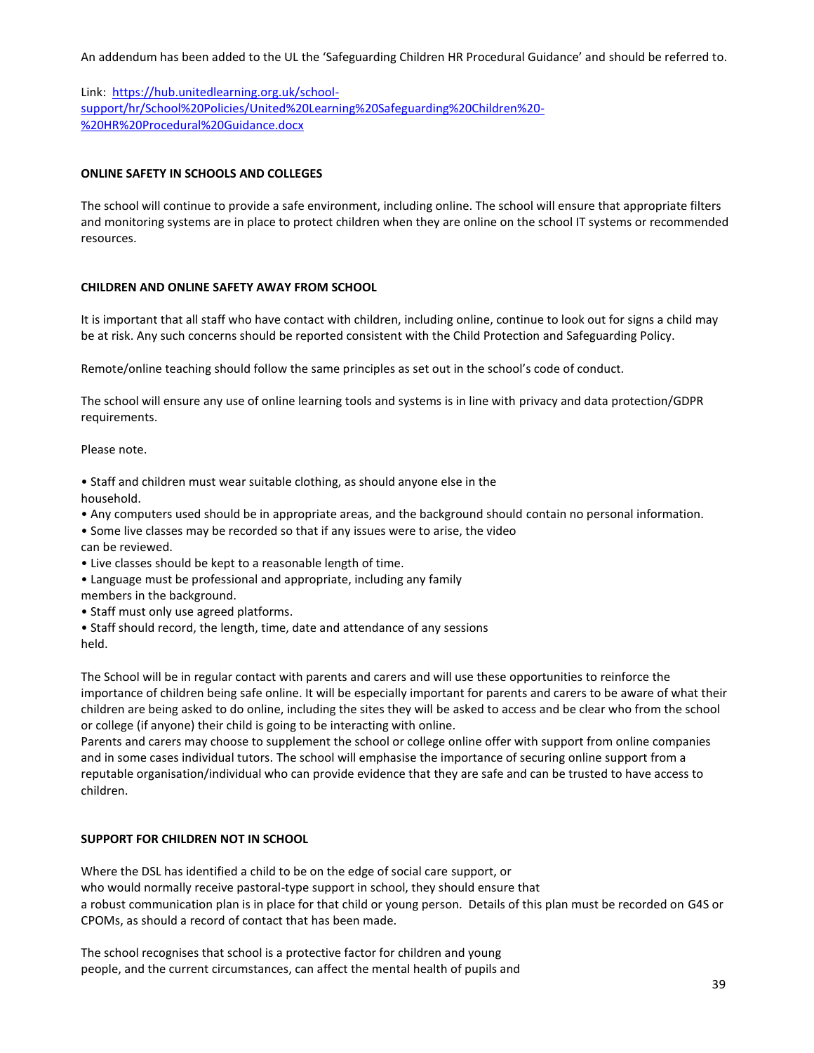An addendum has been added to the UL the 'Safeguarding Children HR Procedural Guidance' and should be referred to.

Link: [https://hub.unitedlearning.org.uk/school-support/hr/School%20Policies/United%20Learning%20Safeguarding%20Children%20-%20HR%20Procedural%20Guidance.docx](https://hub.unitedlearning.org.uk/school-support/hr/School%20Policies/United%20Learning%20Safeguarding%20Children%20-%20HR%20Procedural%20Guidance.docx)

**ONLINE SAFETY IN SCHOOLS AND COLLEGES**

The school will continue to provide a safe environment, including online. The school will ensure that appropriate filters and monitoring systems are in place to protect children when they are online on the school IT systems or recommended resources.

**CHILDREN AND ONLINE SAFETY AWAY FROM SCHOOL**

It is important that all staff who have contact with children, including online, continue to look out for signs a child may be at risk. Any such concerns should be reported consistent with the Child Protection and Safeguarding Policy.

Remote/online teaching should follow the same principles as set out in the school's code of conduct.

The school will ensure any use of online learning tools and systems is in line with privacy and data protection/GDPR requirements.

Please note.

- Staff and children must wear suitable clothing, as should anyone else in the household.
- Any computers used should be in appropriate areas, and the background should contain no personal information.
- Some live classes may be recorded so that if any issues were to arise, the video can be reviewed.
- Live classes should be kept to a reasonable length of time.
- Language must be professional and appropriate, including any family members in the background.
- Staff must only use agreed platforms.
- Staff should record, the length, time, date and attendance of any sessions held.

The School will be in regular contact with parents and carers and will use these opportunities to reinforce the importance of children being safe online. It will be especially important for parents and carers to be aware of what their children are being asked to do online, including the sites they will be asked to access and be clear who from the school or college (if anyone) their child is going to be interacting with online.
Parents and carers may choose to supplement the school or college online offer with support from online companies and in some cases individual tutors. The school will emphasise the importance of securing online support from a reputable organisation/individual who can provide evidence that they are safe and can be trusted to have access to children.

**SUPPORT FOR CHILDREN NOT IN SCHOOL**

Where the DSL has identified a child to be on the edge of social care support, or who would normally receive pastoral-type support in school, they should ensure that a robust communication plan is in place for that child or young person. Details of this plan must be recorded on G4S or CPOMs, as should a record of contact that has been made.

The school recognises that school is a protective factor for children and young people, and the current circumstances, can affect the mental health of pupils and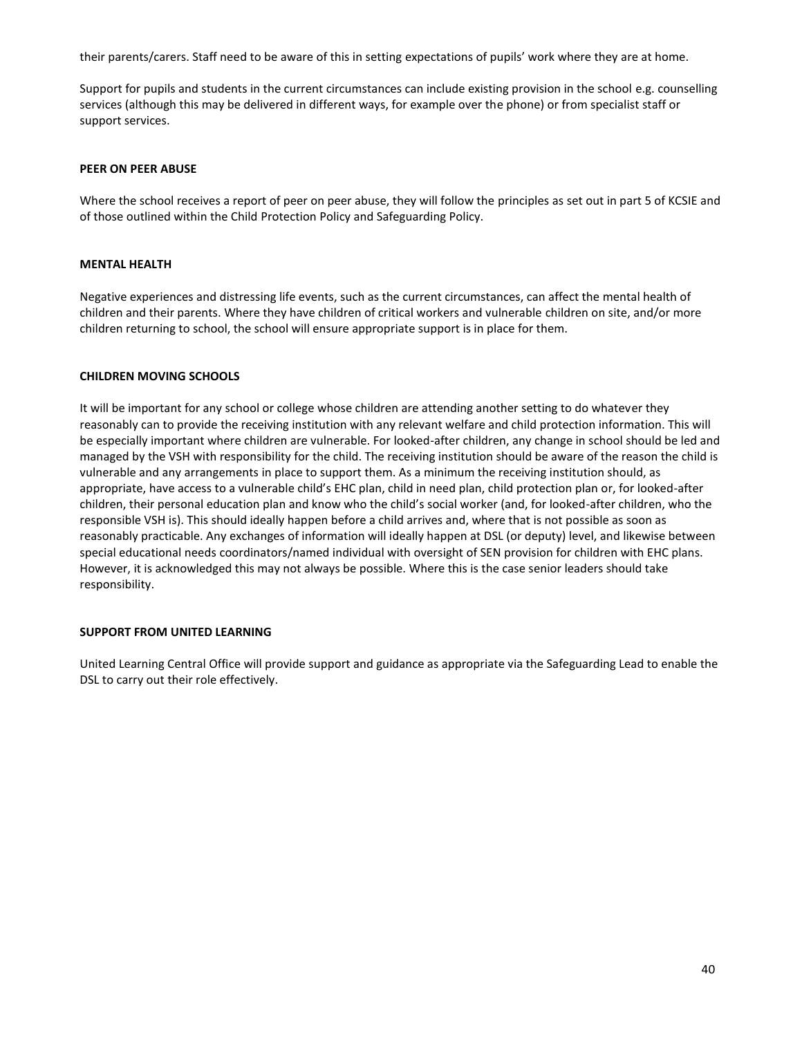their parents/carers. Staff need to be aware of this in setting expectations of pupils' work where they are at home.

Support for pupils and students in the current circumstances can include existing provision in the school e.g. counselling services (although this may be delivered in different ways, for example over the phone) or from specialist staff or support services.

**PEER ON PEER ABUSE**

Where the school receives a report of peer on peer abuse, they will follow the principles as set out in part 5 of KCSIE and of those outlined within the Child Protection Policy and Safeguarding Policy.

**MENTAL HEALTH**

Negative experiences and distressing life events, such as the current circumstances, can affect the mental health of children and their parents. Where they have children of critical workers and vulnerable children on site, and/or more children returning to school, the school will ensure appropriate support is in place for them.

**CHILDREN MOVING SCHOOLS**

It will be important for any school or college whose children are attending another setting to do whatever they reasonably can to provide the receiving institution with any relevant welfare and child protection information. This will be especially important where children are vulnerable. For looked-after children, any change in school should be led and managed by the VSH with responsibility for the child. The receiving institution should be aware of the reason the child is vulnerable and any arrangements in place to support them. As a minimum the receiving institution should, as appropriate, have access to a vulnerable child's EHC plan, child in need plan, child protection plan or, for looked-after children, their personal education plan and know who the child's social worker (and, for looked-after children, who the responsible VSH is). This should ideally happen before a child arrives and, where that is not possible as soon as reasonably practicable. Any exchanges of information will ideally happen at DSL (or deputy) level, and likewise between special educational needs coordinators/named individual with oversight of SEN provision for children with EHC plans. However, it is acknowledged this may not always be possible. Where this is the case senior leaders should take responsibility.

**SUPPORT FROM UNITED LEARNING**

United Learning Central Office will provide support and guidance as appropriate via the Safeguarding Lead to enable the DSL to carry out their role effectively.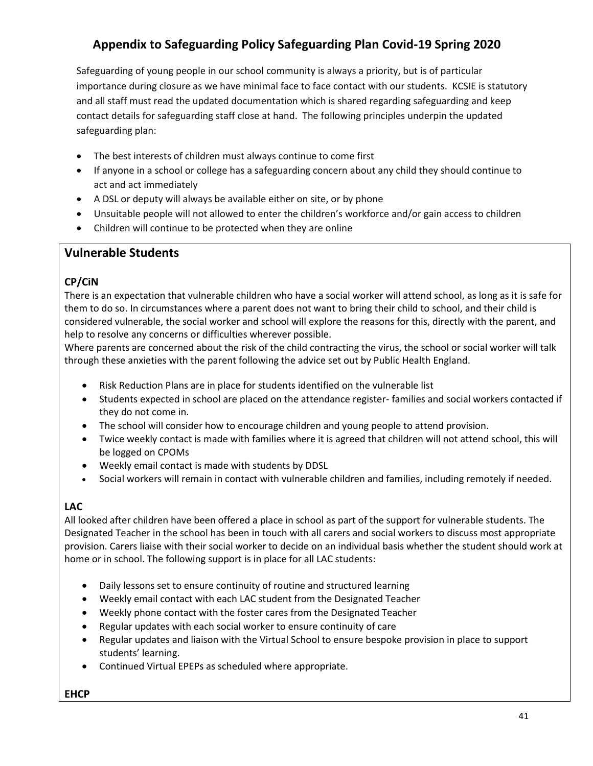# Appendix to Safeguarding Policy Safeguarding Plan Covid-19 Spring 2020

Safeguarding of young people in our school community is always a priority, but is of particular importance during closure as we have minimal face to face contact with our students. KCSIE is statutory and all staff must read the updated documentation which is shared regarding safeguarding and keep contact details for safeguarding staff close at hand. The following principles underpin the updated safeguarding plan:

- The best interests of children must always continue to come first
- If anyone in a school or college has a safeguarding concern about any child they should continue to act and act immediately
- A DSL or deputy will always be available either on site, or by phone
- Unsuitable people will not allowed to enter the children's workforce and/or gain access to children
- Children will continue to be protected when they are online

## Vulnerable Students

### CP/CiN

There is an expectation that vulnerable children who have a social worker will attend school, as long as it is safe for them to do so. In circumstances where a parent does not want to bring their child to school, and their child is considered vulnerable, the social worker and school will explore the reasons for this, directly with the parent, and help to resolve any concerns or difficulties wherever possible.

Where parents are concerned about the risk of the child contracting the virus, the school or social worker will talk through these anxieties with the parent following the advice set out by Public Health England.

- Risk Reduction Plans are in place for students identified on the vulnerable list
- Students expected in school are placed on the attendance register- families and social workers contacted if they do not come in.
- The school will consider how to encourage children and young people to attend provision.
- Twice weekly contact is made with families where it is agreed that children will not attend school, this will be logged on CPOMs
- Weekly email contact is made with students by DDSL
- Social workers will remain in contact with vulnerable children and families, including remotely if needed.

### LAC

All looked after children have been offered a place in school as part of the support for vulnerable students. The Designated Teacher in the school has been in touch with all carers and social workers to discuss most appropriate provision. Carers liaise with their social worker to decide on an individual basis whether the student should work at home or in school. The following support is in place for all LAC students:

- Daily lessons set to ensure continuity of routine and structured learning
- Weekly email contact with each LAC student from the Designated Teacher
- Weekly phone contact with the foster cares from the Designated Teacher
- Regular updates with each social worker to ensure continuity of care
- Regular updates and liaison with the Virtual School to ensure bespoke provision in place to support students' learning.
- Continued Virtual EPEPs as scheduled where appropriate.

### EHCP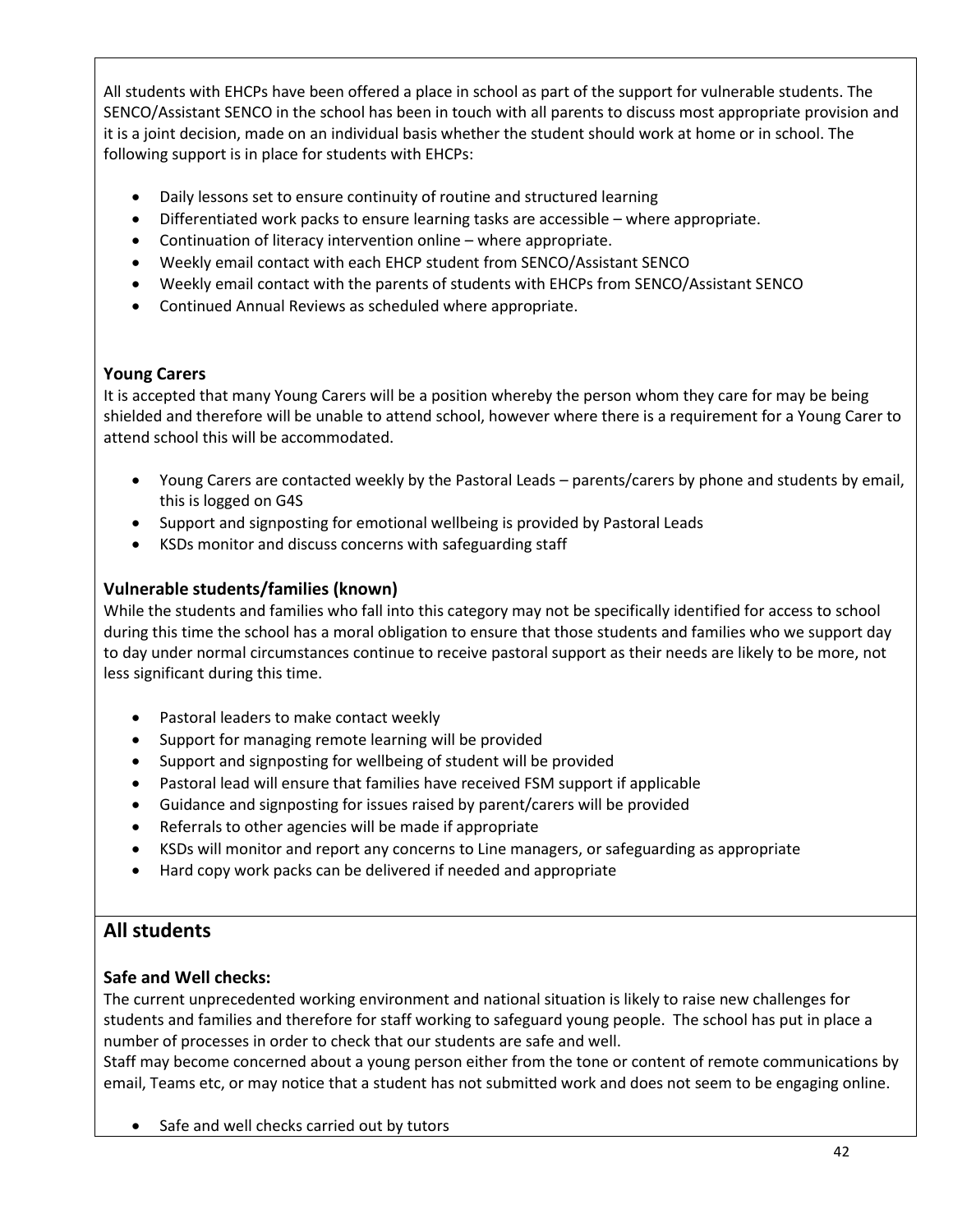All students with EHCPs have been offered a place in school as part of the support for vulnerable students. The SENCO/Assistant SENCO in the school has been in touch with all parents to discuss most appropriate provision and it is a joint decision, made on an individual basis whether the student should work at home or in school. The following support is in place for students with EHCPs:

- Daily lessons set to ensure continuity of routine and structured learning
- Differentiated work packs to ensure learning tasks are accessible – where appropriate.
- Continuation of literacy intervention online – where appropriate.
- Weekly email contact with each EHCP student from SENCO/Assistant SENCO
- Weekly email contact with the parents of students with EHCPs from SENCO/Assistant SENCO
- Continued Annual Reviews as scheduled where appropriate.

**Young Carers**

It is accepted that many Young Carers will be a position whereby the person whom they care for may be being shielded and therefore will be unable to attend school, however where there is a requirement for a Young Carer to attend school this will be accommodated.

- Young Carers are contacted weekly by the Pastoral Leads – parents/carers by phone and students by email, this is logged on G4S
- Support and signposting for emotional wellbeing is provided by Pastoral Leads
- KSDs monitor and discuss concerns with safeguarding staff

### Vulnerable students/families (known)

While the students and families who fall into this category may not be specifically identified for access to school during this time the school has a moral obligation to ensure that those students and families who we support day to day under normal circumstances continue to receive pastoral support as their needs are likely to be more, not less significant during this time.

- Pastoral leaders to make contact weekly
- Support for managing remote learning will be provided
- Support and signposting for wellbeing of student will be provided
- Pastoral lead will ensure that families have received FSM support if applicable
- Guidance and signposting for issues raised by parent/carers will be provided
- Referrals to other agencies will be made if appropriate
- KSDs will monitor and report any concerns to Line managers, or safeguarding as appropriate
- Hard copy work packs can be delivered if needed and appropriate

## All students

### Safe and Well checks:

The current unprecedented working environment and national situation is likely to raise new challenges for students and families and therefore for staff working to safeguard young people. The school has put in place a number of processes in order to check that our students are safe and well.

Staff may become concerned about a young person either from the tone or content of remote communications by email, Teams etc, or may notice that a student has not submitted work and does not seem to be engaging online.

- Safe and well checks carried out by tutors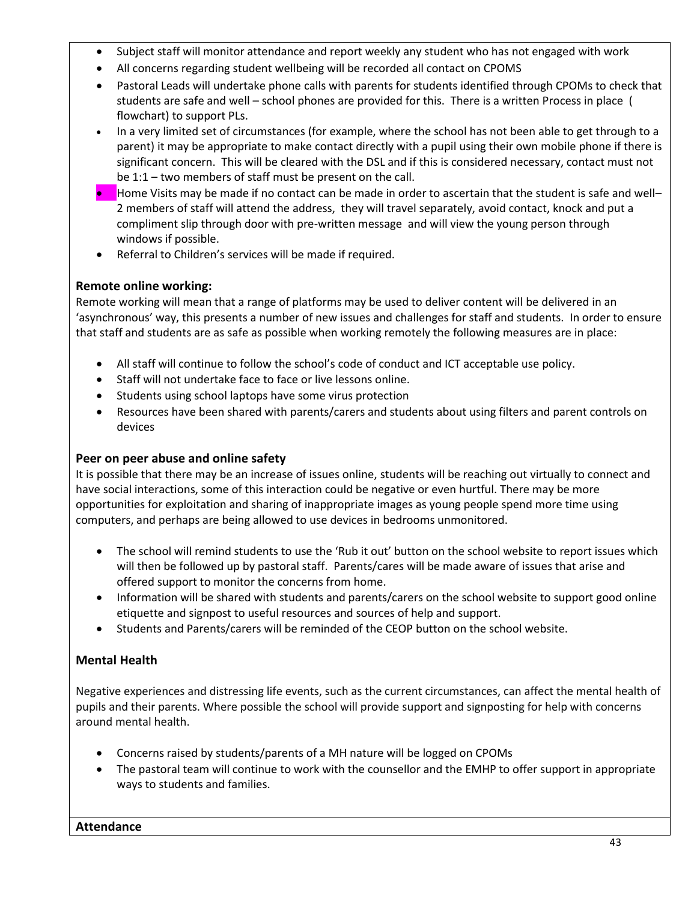- Subject staff will monitor attendance and report weekly any student who has not engaged with work
- All concerns regarding student wellbeing will be recorded all contact on CPOMS
- Pastoral Leads will undertake phone calls with parents for students identified through CPOMs to check that students are safe and well – school phones are provided for this. There is a written Process in place ( flowchart) to support PLs.
- In a very limited set of circumstances (for example, where the school has not been able to get through to a parent) it may be appropriate to make contact directly with a pupil using their own mobile phone if there is significant concern. This will be cleared with the DSL and if this is considered necessary, contact must not be 1:1 – two members of staff must be present on the call.
- Home Visits may be made if no contact can be made in order to ascertain that the student is safe and well– 2 members of staff will attend the address, they will travel separately, avoid contact, knock and put a compliment slip through door with pre-written message and will view the young person through windows if possible.
- Referral to Children's services will be made if required.

### Remote online working:

Remote working will mean that a range of platforms may be used to deliver content will be delivered in an 'asynchronous' way, this presents a number of new issues and challenges for staff and students. In order to ensure that staff and students are as safe as possible when working remotely the following measures are in place:

- All staff will continue to follow the school's code of conduct and ICT acceptable use policy.
- Staff will not undertake face to face or live lessons online.
- Students using school laptops have some virus protection
- Resources have been shared with parents/carers and students about using filters and parent controls on devices

### Peer on peer abuse and online safety

It is possible that there may be an increase of issues online, students will be reaching out virtually to connect and have social interactions, some of this interaction could be negative or even hurtful. There may be more opportunities for exploitation and sharing of inappropriate images as young people spend more time using computers, and perhaps are being allowed to use devices in bedrooms unmonitored.

- The school will remind students to use the 'Rub it out' button on the school website to report issues which will then be followed up by pastoral staff. Parents/cares will be made aware of issues that arise and offered support to monitor the concerns from home.
- Information will be shared with students and parents/carers on the school website to support good online etiquette and signpost to useful resources and sources of help and support.
- Students and Parents/carers will be reminded of the CEOP button on the school website.

### Mental Health

Negative experiences and distressing life events, such as the current circumstances, can affect the mental health of pupils and their parents. Where possible the school will provide support and signposting for help with concerns around mental health.

- Concerns raised by students/parents of a MH nature will be logged on CPOMs
- The pastoral team will continue to work with the counsellor and the EMHP to offer support in appropriate ways to students and families.

### Attendance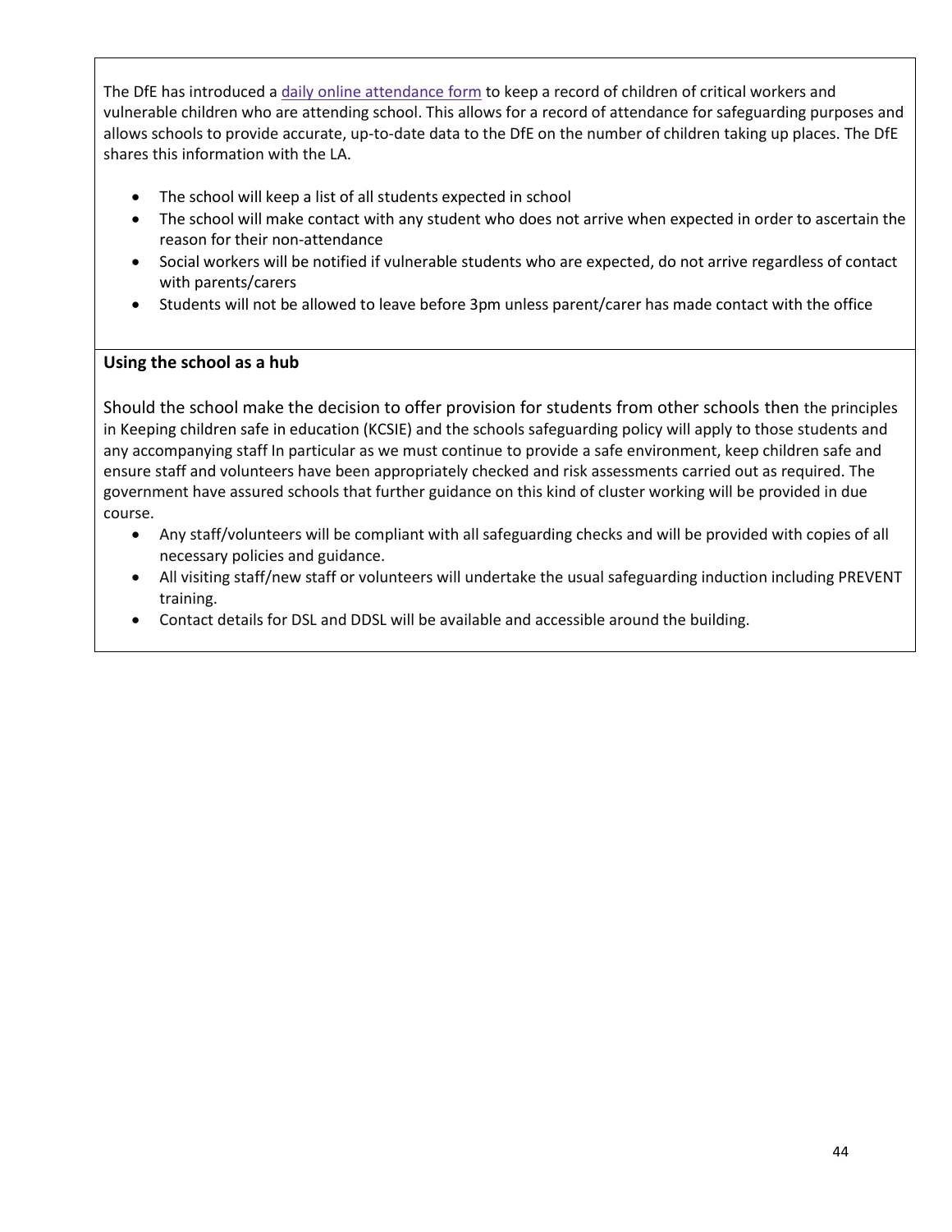The DfE has introduced a daily online attendance form to keep a record of children of critical workers and vulnerable children who are attending school. This allows for a record of attendance for safeguarding purposes and allows schools to provide accurate, up-to-date data to the DfE on the number of children taking up places. The DfE shares this information with the LA.

- The school will keep a list of all students expected in school
- The school will make contact with any student who does not arrive when expected in order to ascertain the reason for their non-attendance
- Social workers will be notified if vulnerable students who are expected, do not arrive regardless of contact with parents/carers
- Students will not be allowed to leave before 3pm unless parent/carer has made contact with the office

**Using the school as a hub**

Should the school make the decision to offer provision for students from other schools then the principles in Keeping children safe in education (KCSIE) and the schools safeguarding policy will apply to those students and any accompanying staff In particular as we must continue to provide a safe environment, keep children safe and ensure staff and volunteers have been appropriately checked and risk assessments carried out as required. The government have assured schools that further guidance on this kind of cluster working will be provided in due course.

- Any staff/volunteers will be compliant with all safeguarding checks and will be provided with copies of all necessary policies and guidance.
- All visiting staff/new staff or volunteers will undertake the usual safeguarding induction including PREVENT training.
- Contact details for DSL and DDSL will be available and accessible around the building.